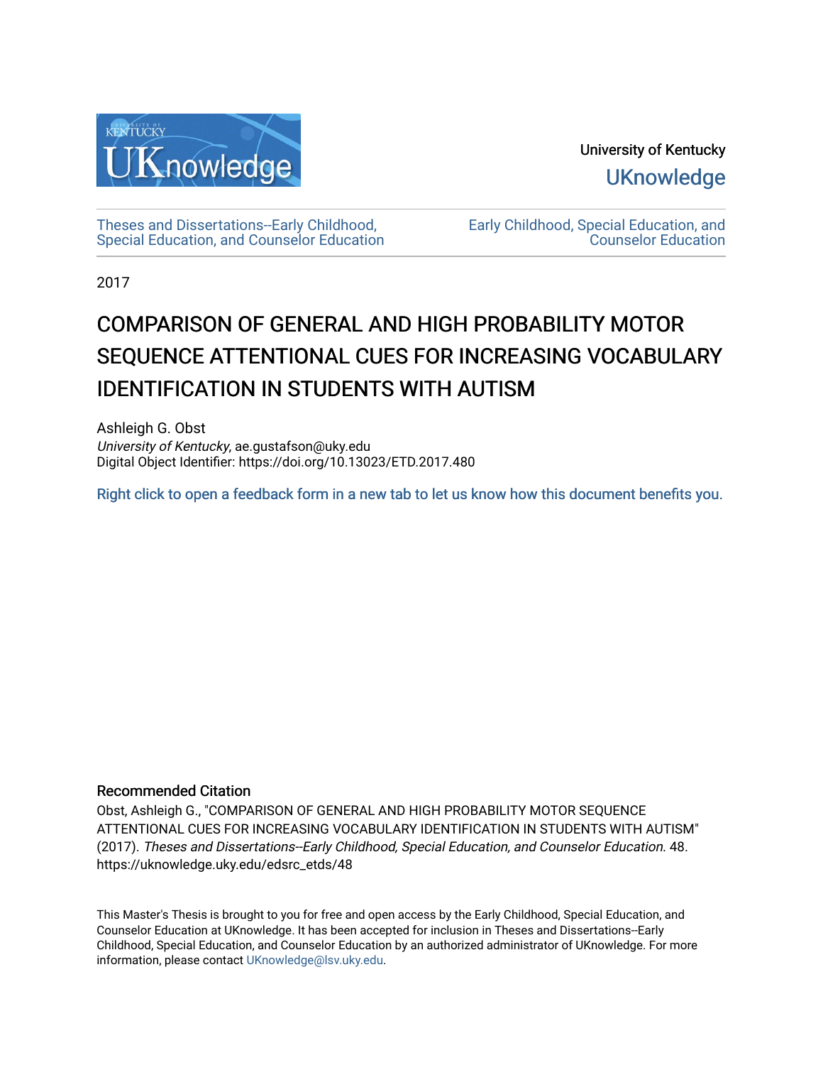University of Kentucky

UKnowledge

Theses and Dissertations--Early Childhood, Special Education, and Counselor Education

Early Childhood, Special Education, and Counselor Education

2017

# COMPARISON OF GENERAL AND HIGH PROBABILITY MOTOR SEQUENCE ATTENTIONAL CUES FOR INCREASING VOCABULARY IDENTIFICATION IN STUDENTS WITH AUTISM

Ashleigh G. Obst
*University of Kentucky*, ae.gustafson@uky.edu
Digital Object Identifier: https://doi.org/10.13023/ETD.2017.480

Right click to open a feedback form in a new tab to let us know how this document benefits you.

### Recommended Citation

Obst, Ashleigh G., "COMPARISON OF GENERAL AND HIGH PROBABILITY MOTOR SEQUENCE ATTENTIONAL CUES FOR INCREASING VOCABULARY IDENTIFICATION IN STUDENTS WITH AUTISM" (2017). *Theses and Dissertations--Early Childhood, Special Education, and Counselor Education*. 48.
https://uknowledge.uky.edu/edsrc_etds/48

This Master's Thesis is brought to you for free and open access by the Early Childhood, Special Education, and Counselor Education at UKnowledge. It has been accepted for inclusion in Theses and Dissertations--Early Childhood, Special Education, and Counselor Education by an authorized administrator of UKnowledge. For more information, please contact UKnowledge@lsv.uky.edu.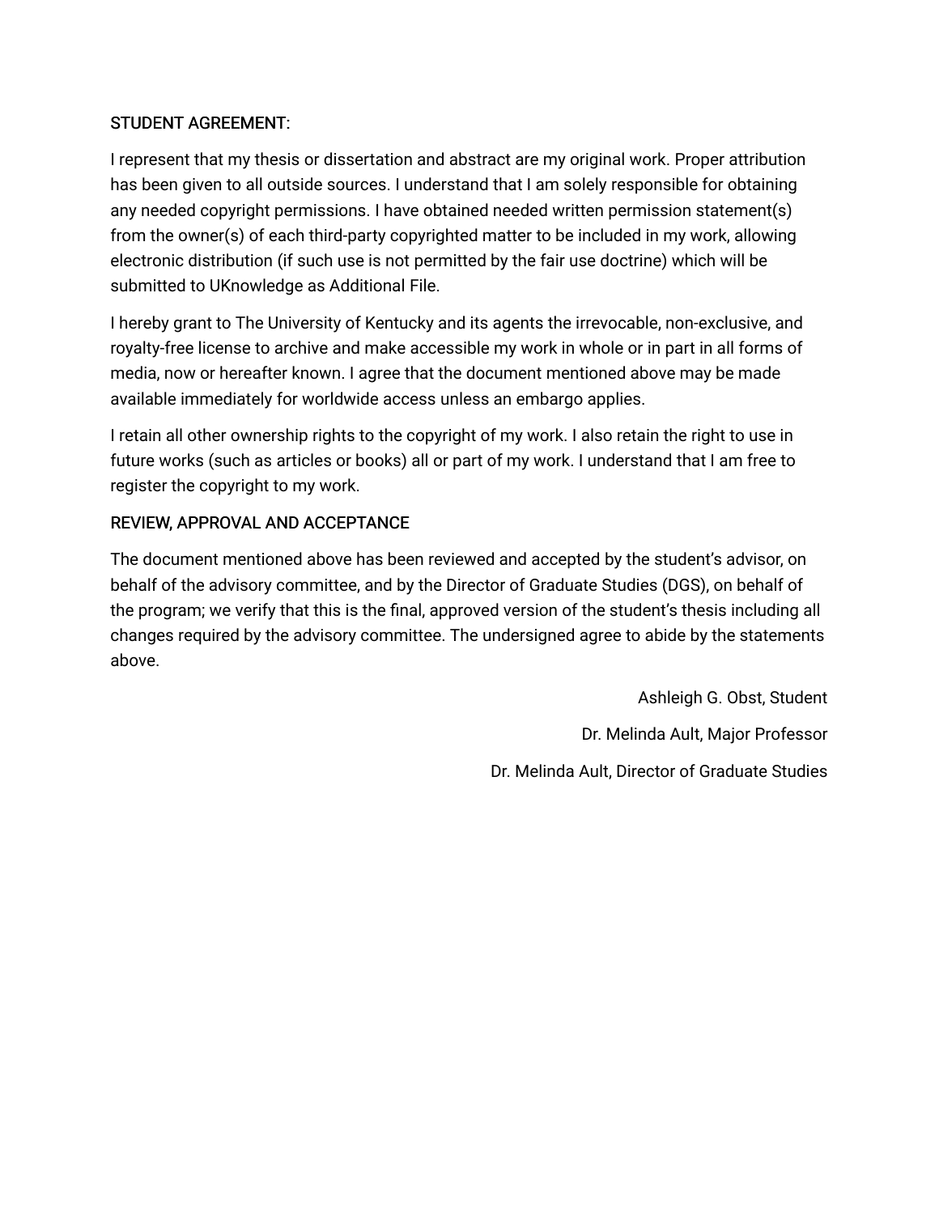STUDENT AGREEMENT:

I represent that my thesis or dissertation and abstract are my original work. Proper attribution has been given to all outside sources. I understand that I am solely responsible for obtaining any needed copyright permissions. I have obtained needed written permission statement(s) from the owner(s) of each third-party copyrighted matter to be included in my work, allowing electronic distribution (if such use is not permitted by the fair use doctrine) which will be submitted to UKnowledge as Additional File.

I hereby grant to The University of Kentucky and its agents the irrevocable, non-exclusive, and royalty-free license to archive and make accessible my work in whole or in part in all forms of media, now or hereafter known. I agree that the document mentioned above may be made available immediately for worldwide access unless an embargo applies.

I retain all other ownership rights to the copyright of my work. I also retain the right to use in future works (such as articles or books) all or part of my work. I understand that I am free to register the copyright to my work.

REVIEW, APPROVAL AND ACCEPTANCE

The document mentioned above has been reviewed and accepted by the student's advisor, on behalf of the advisory committee, and by the Director of Graduate Studies (DGS), on behalf of the program; we verify that this is the final, approved version of the student's thesis including all changes required by the advisory committee. The undersigned agree to abide by the statements above.

Ashleigh G. Obst, Student

Dr. Melinda Ault, Major Professor

Dr. Melinda Ault, Director of Graduate Studies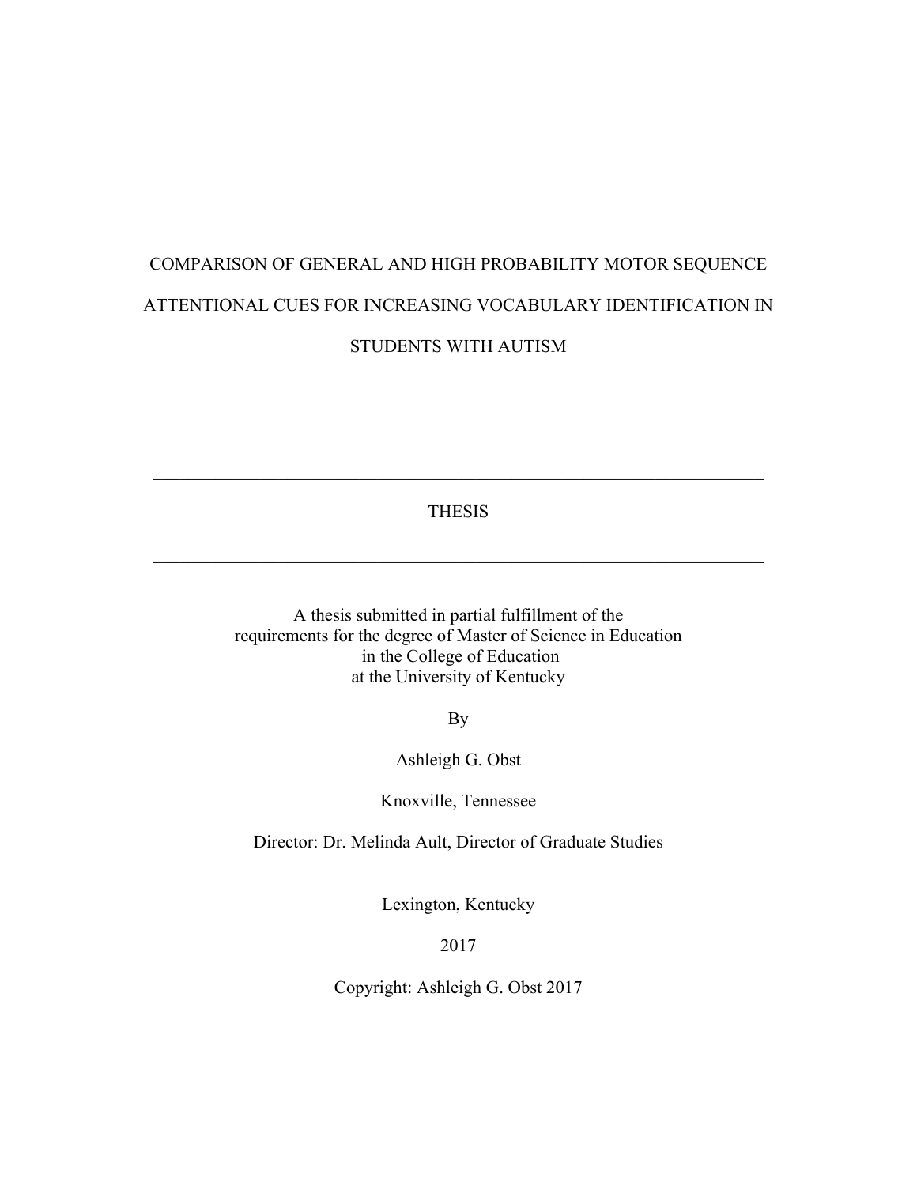COMPARISON OF GENERAL AND HIGH PROBABILITY MOTOR SEQUENCE ATTENTIONAL CUES FOR INCREASING VOCABULARY IDENTIFICATION IN STUDENTS WITH AUTISM

---

THESIS

---

A thesis submitted in partial fulfillment of the
requirements for the degree of Master of Science in Education
in the College of Education
at the University of Kentucky

By

Ashleigh G. Obst

Knoxville, Tennessee

Director: Dr. Melinda Ault, Director of Graduate Studies

Lexington, Kentucky

2017

Copyright: Ashleigh G. Obst 2017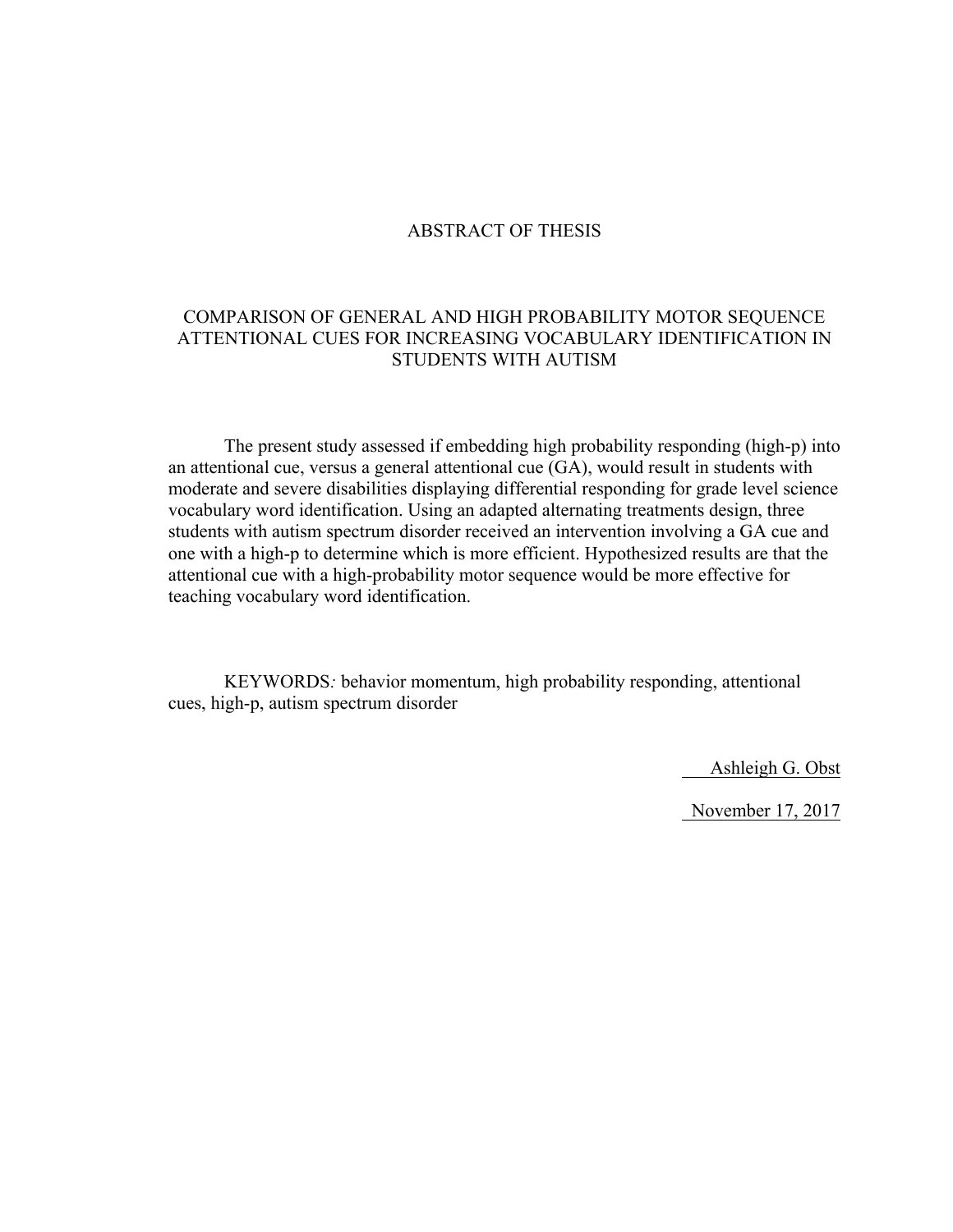# ABSTRACT OF THESIS

## COMPARISON OF GENERAL AND HIGH PROBABILITY MOTOR SEQUENCE ATTENTIONAL CUES FOR INCREASING VOCABULARY IDENTIFICATION IN STUDENTS WITH AUTISM

The present study assessed if embedding high probability responding (high-p) into an attentional cue, versus a general attentional cue (GA), would result in students with moderate and severe disabilities displaying differential responding for grade level science vocabulary word identification. Using an adapted alternating treatments design, three students with autism spectrum disorder received an intervention involving a GA cue and one with a high-p to determine which is more efficient. Hypothesized results are that the attentional cue with a high-probability motor sequence would be more effective for teaching vocabulary word identification.

KEYWORDS*:* behavior momentum, high probability responding, attentional cues, high-p, autism spectrum disorder

Ashleigh G. Obst

November 17, 2017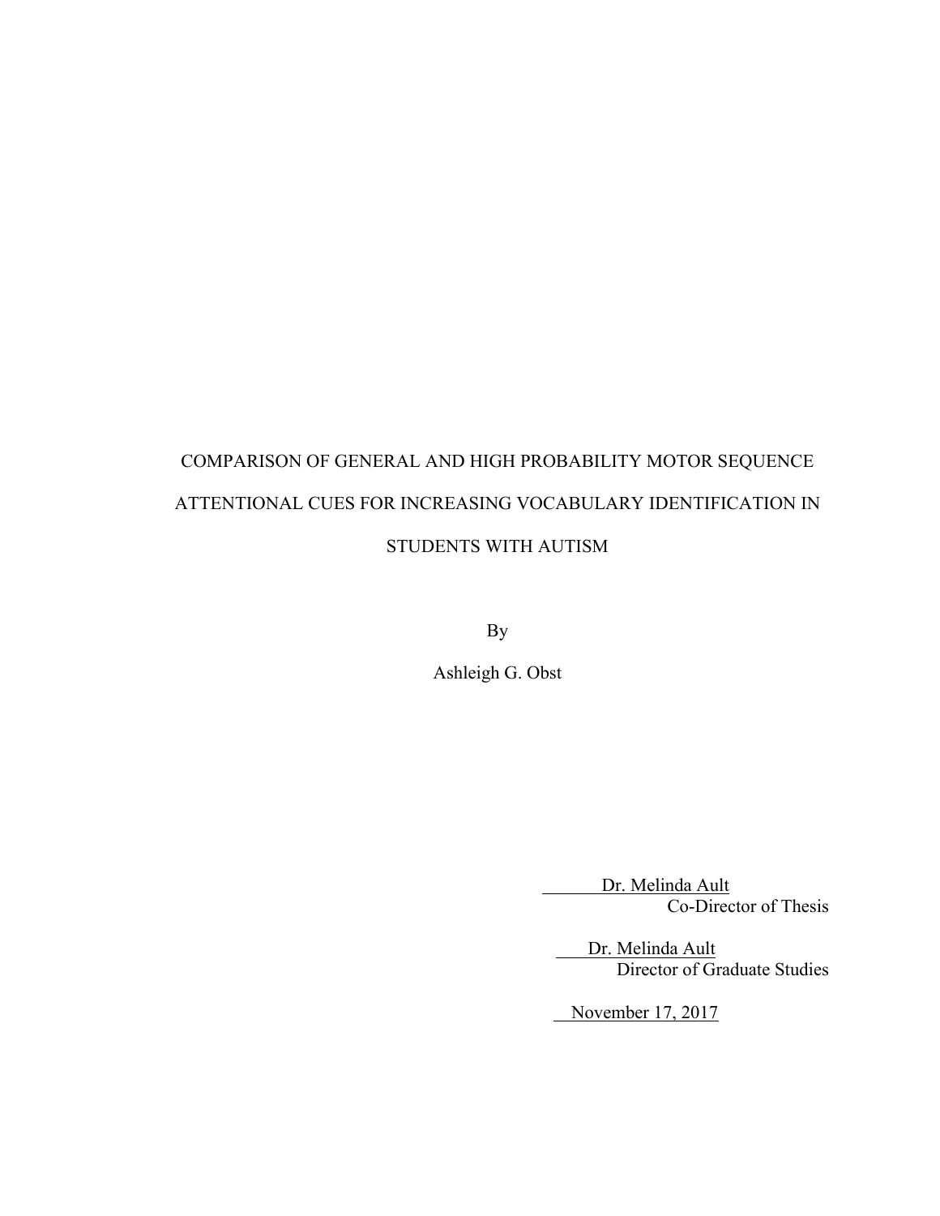COMPARISON OF GENERAL AND HIGH PROBABILITY MOTOR SEQUENCE ATTENTIONAL CUES FOR INCREASING VOCABULARY IDENTIFICATION IN STUDENTS WITH AUTISM

By

Ashleigh G. Obst

Dr. Melinda Ault
Co-Director of Thesis

Dr. Melinda Ault
Director of Graduate Studies

November 17, 2017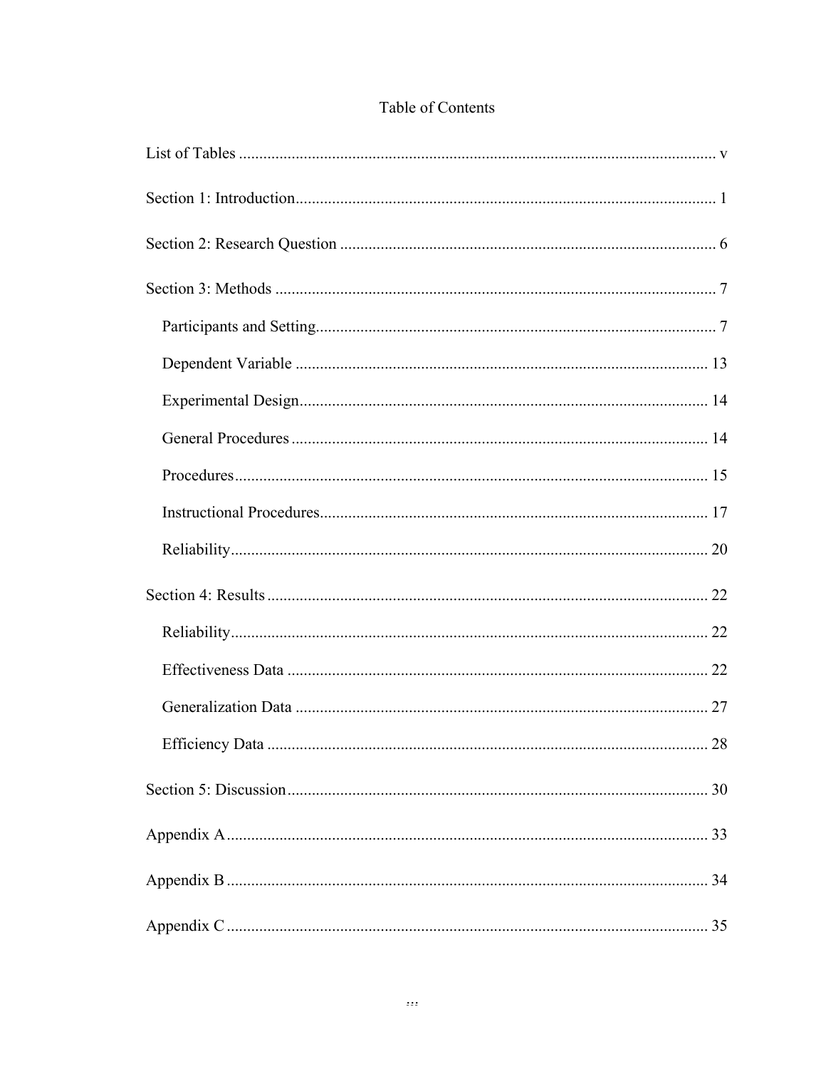# Table of Contents

List of Tables ..................................................................................................................... v

Section 1: Introduction....................................................................................................... 1

Section 2: Research Question ............................................................................................ 6

Section 3: Methods ............................................................................................................ 7

- Participants and Setting.................................................................................................. 7
- Dependent Variable ..................................................................................................... 13
- Experimental Design.................................................................................................... 14
- General Procedures ...................................................................................................... 14
- Procedures.................................................................................................................... 15
- Instructional Procedures............................................................................................... 17
- Reliability..................................................................................................................... 20

Section 4: Results ............................................................................................................. 22

- Reliability..................................................................................................................... 22
- Effectiveness Data ....................................................................................................... 22
- Generalization Data ..................................................................................................... 27
- Efficiency Data ............................................................................................................ 28

Section 5: Discussion........................................................................................................ 30

Appendix A....................................................................................................................... 33

Appendix B ....................................................................................................................... 34

Appendix C ....................................................................................................................... 35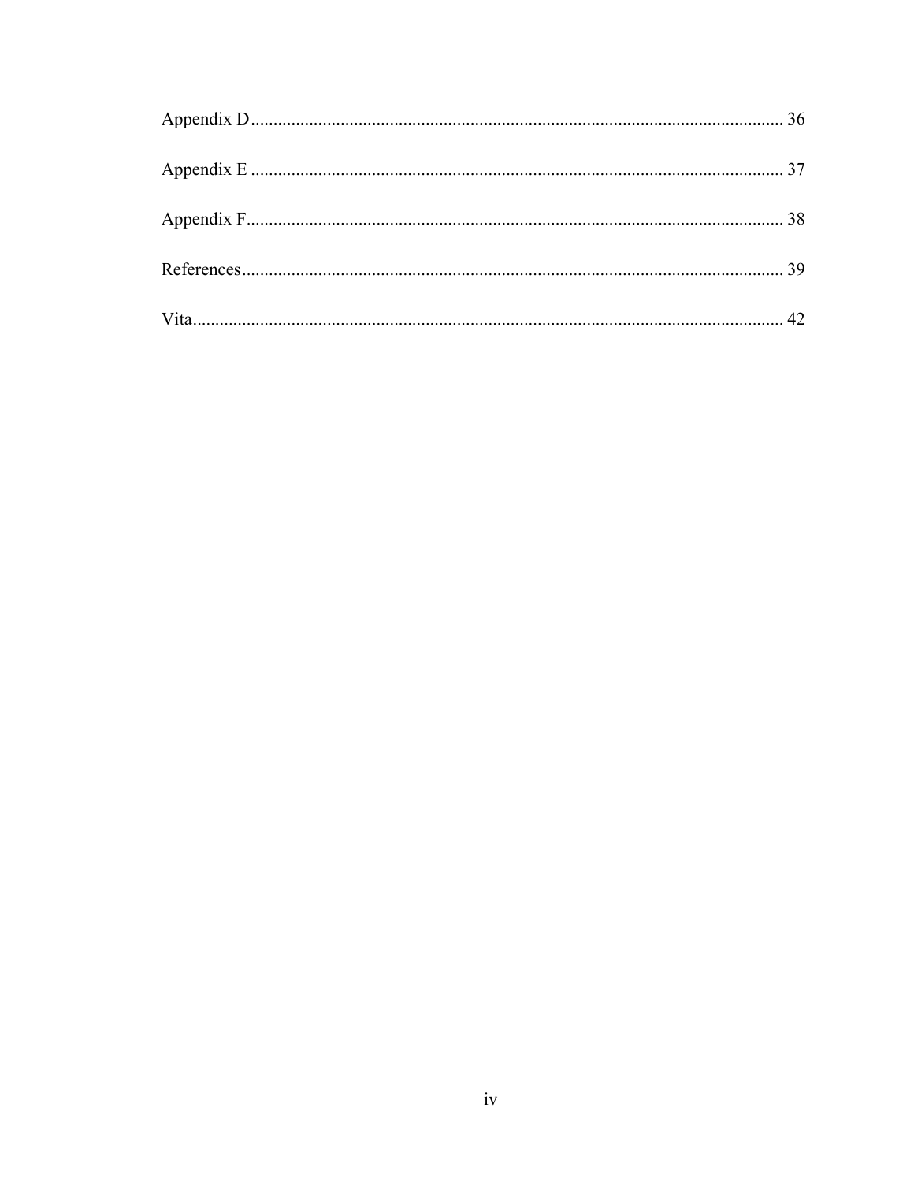Appendix D....................................................................................................................... 36

Appendix E ....................................................................................................................... 37

Appendix F........................................................................................................................ 38

References......................................................................................................................... 39

Vita.................................................................................................................................... 42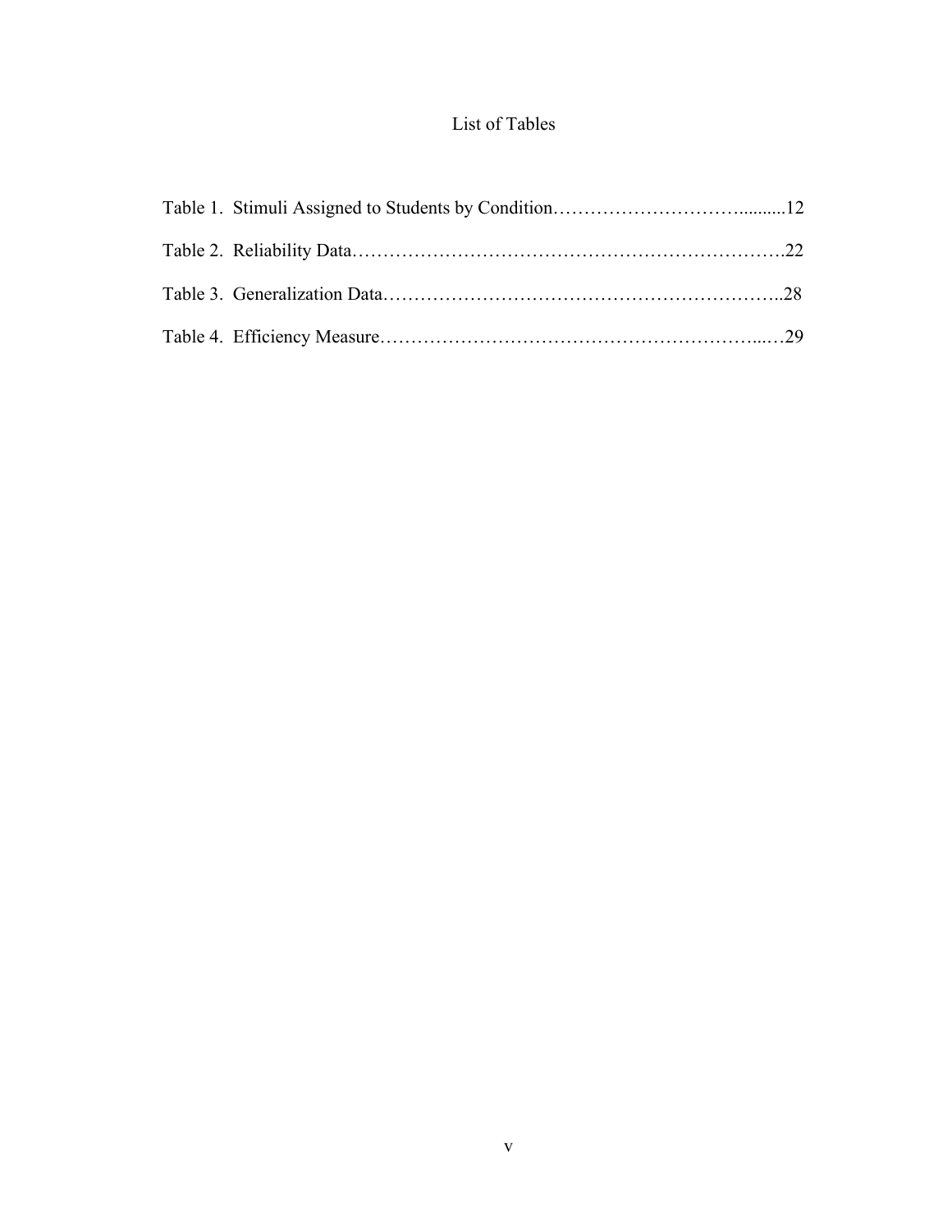# List of Tables

Table 1. Stimuli Assigned to Students by Condition……………………………..........12

Table 2. Reliability Data…………………………………………………………….22

Table 3. Generalization Data………………………………………………………..28

Table 4. Efficiency Measure……………………………………………………...…29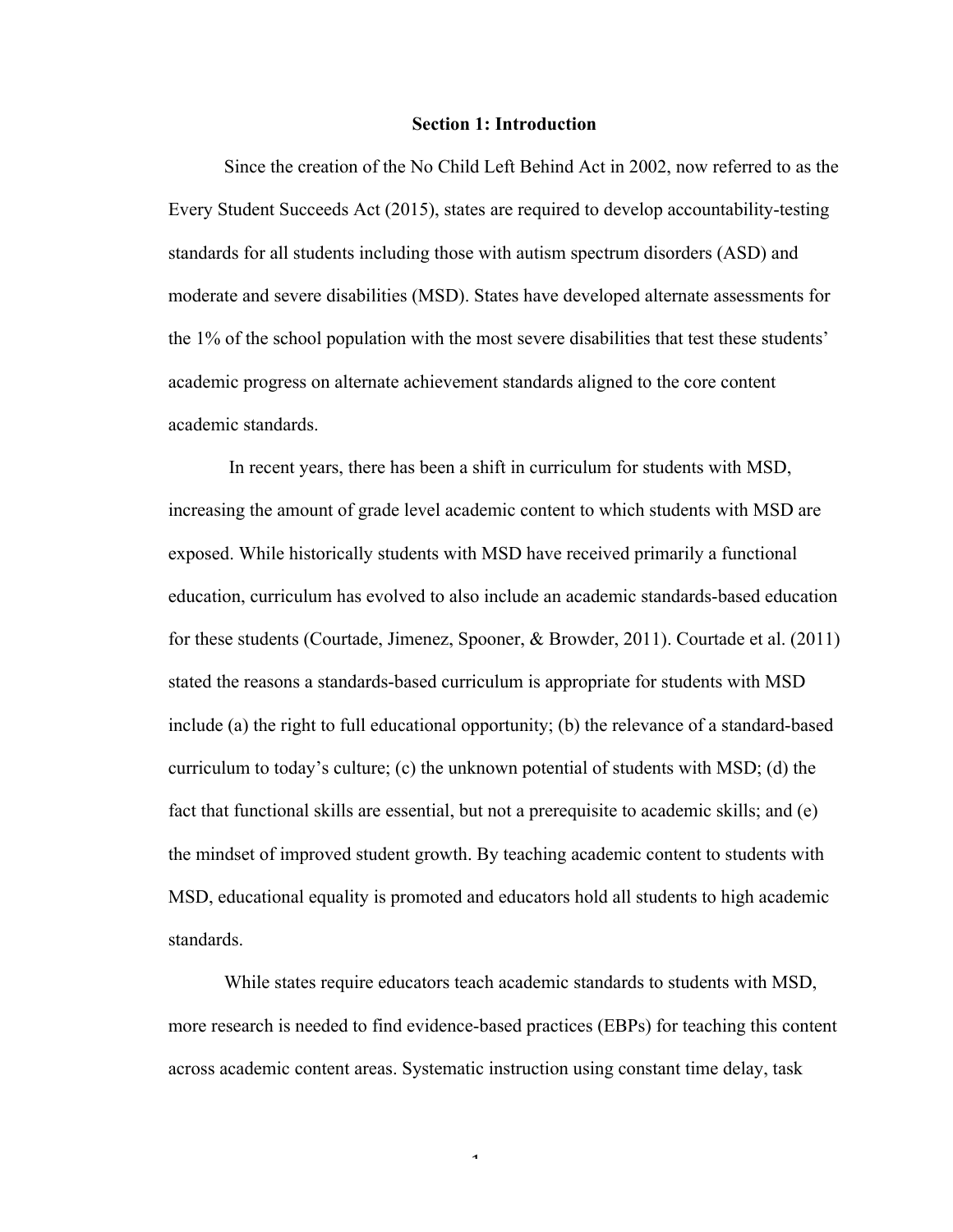## Section 1: Introduction

Since the creation of the No Child Left Behind Act in 2002, now referred to as the Every Student Succeeds Act (2015), states are required to develop accountability-testing standards for all students including those with autism spectrum disorders (ASD) and moderate and severe disabilities (MSD). States have developed alternate assessments for the 1% of the school population with the most severe disabilities that test these students' academic progress on alternate achievement standards aligned to the core content academic standards.

In recent years, there has been a shift in curriculum for students with MSD, increasing the amount of grade level academic content to which students with MSD are exposed. While historically students with MSD have received primarily a functional education, curriculum has evolved to also include an academic standards-based education for these students (Courtade, Jimenez, Spooner, & Browder, 2011). Courtade et al. (2011) stated the reasons a standards-based curriculum is appropriate for students with MSD include (a) the right to full educational opportunity; (b) the relevance of a standard-based curriculum to today's culture; (c) the unknown potential of students with MSD; (d) the fact that functional skills are essential, but not a prerequisite to academic skills; and (e) the mindset of improved student growth. By teaching academic content to students with MSD, educational equality is promoted and educators hold all students to high academic standards.

While states require educators teach academic standards to students with MSD, more research is needed to find evidence-based practices (EBPs) for teaching this content across academic content areas. Systematic instruction using constant time delay, task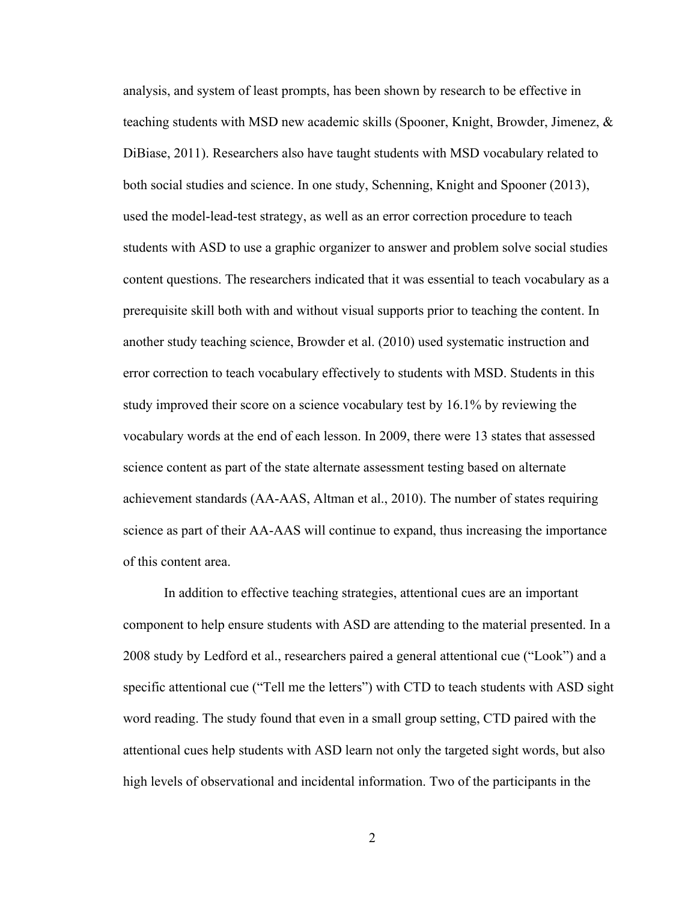analysis, and system of least prompts, has been shown by research to be effective in teaching students with MSD new academic skills (Spooner, Knight, Browder, Jimenez, & DiBiase, 2011). Researchers also have taught students with MSD vocabulary related to both social studies and science. In one study, Schenning, Knight and Spooner (2013), used the model-lead-test strategy, as well as an error correction procedure to teach students with ASD to use a graphic organizer to answer and problem solve social studies content questions. The researchers indicated that it was essential to teach vocabulary as a prerequisite skill both with and without visual supports prior to teaching the content. In another study teaching science, Browder et al. (2010) used systematic instruction and error correction to teach vocabulary effectively to students with MSD. Students in this study improved their score on a science vocabulary test by 16.1% by reviewing the vocabulary words at the end of each lesson. In 2009, there were 13 states that assessed science content as part of the state alternate assessment testing based on alternate achievement standards (AA-AAS, Altman et al., 2010). The number of states requiring science as part of their AA-AAS will continue to expand, thus increasing the importance of this content area.

In addition to effective teaching strategies, attentional cues are an important component to help ensure students with ASD are attending to the material presented. In a 2008 study by Ledford et al., researchers paired a general attentional cue ("Look") and a specific attentional cue ("Tell me the letters") with CTD to teach students with ASD sight word reading. The study found that even in a small group setting, CTD paired with the attentional cues help students with ASD learn not only the targeted sight words, but also high levels of observational and incidental information. Two of the participants in the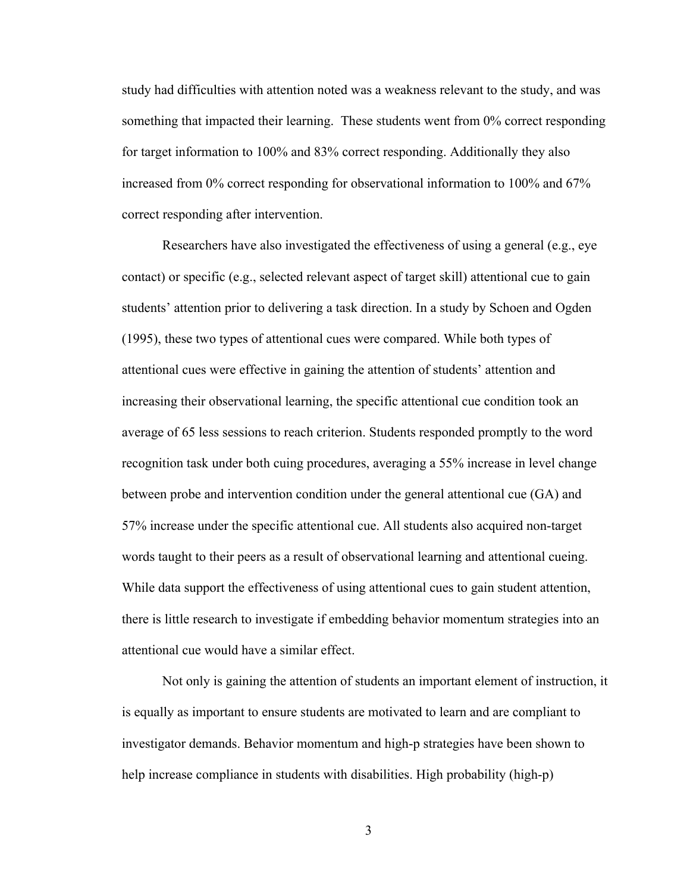study had difficulties with attention noted was a weakness relevant to the study, and was something that impacted their learning. These students went from 0% correct responding for target information to 100% and 83% correct responding. Additionally they also increased from 0% correct responding for observational information to 100% and 67% correct responding after intervention.

Researchers have also investigated the effectiveness of using a general (e.g., eye contact) or specific (e.g., selected relevant aspect of target skill) attentional cue to gain students' attention prior to delivering a task direction. In a study by Schoen and Ogden (1995), these two types of attentional cues were compared. While both types of attentional cues were effective in gaining the attention of students' attention and increasing their observational learning, the specific attentional cue condition took an average of 65 less sessions to reach criterion. Students responded promptly to the word recognition task under both cuing procedures, averaging a 55% increase in level change between probe and intervention condition under the general attentional cue (GA) and 57% increase under the specific attentional cue. All students also acquired non-target words taught to their peers as a result of observational learning and attentional cueing. While data support the effectiveness of using attentional cues to gain student attention, there is little research to investigate if embedding behavior momentum strategies into an attentional cue would have a similar effect.

Not only is gaining the attention of students an important element of instruction, it is equally as important to ensure students are motivated to learn and are compliant to investigator demands. Behavior momentum and high-p strategies have been shown to help increase compliance in students with disabilities. High probability (high-p)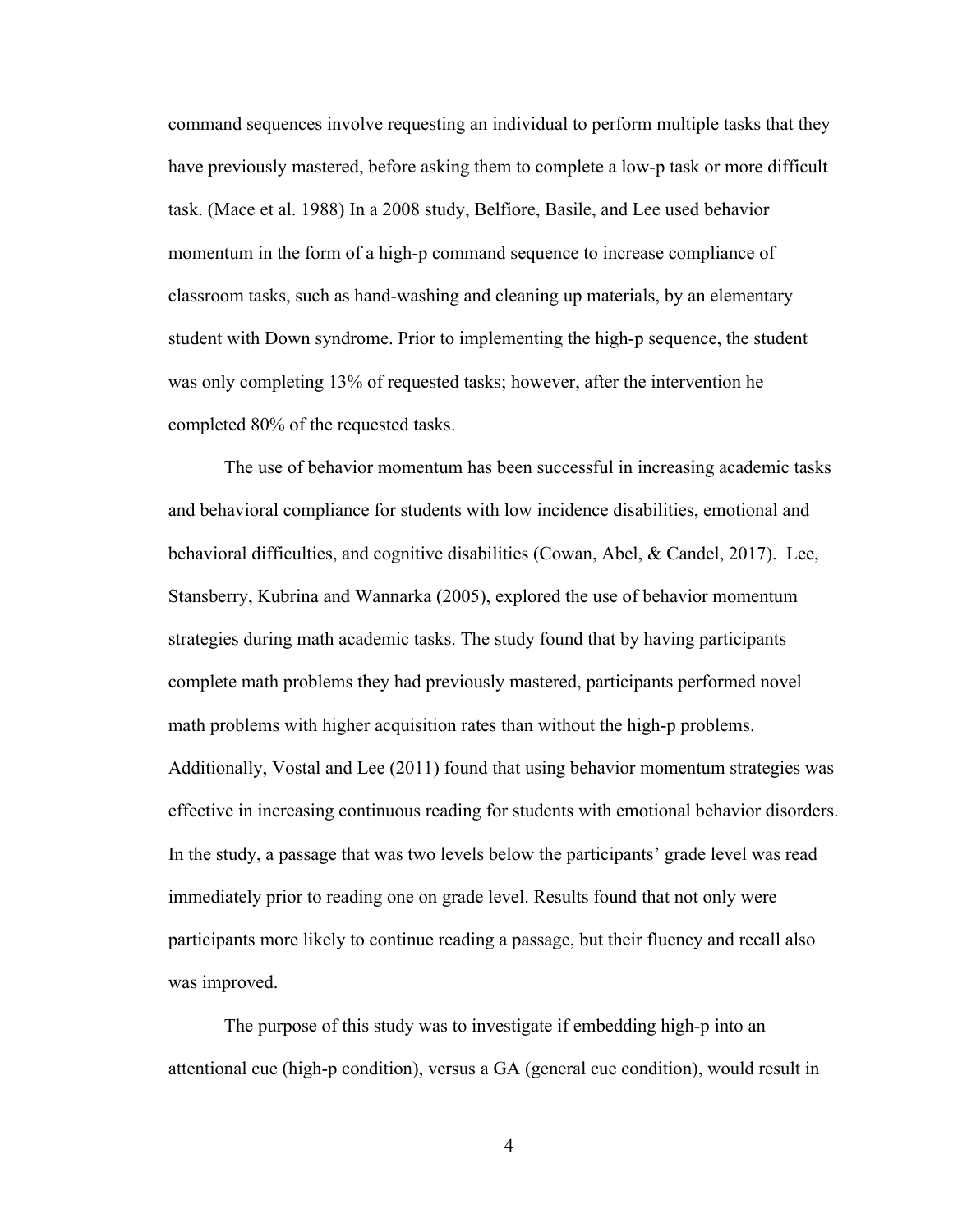command sequences involve requesting an individual to perform multiple tasks that they have previously mastered, before asking them to complete a low-p task or more difficult task. (Mace et al. 1988) In a 2008 study, Belfiore, Basile, and Lee used behavior momentum in the form of a high-p command sequence to increase compliance of classroom tasks, such as hand-washing and cleaning up materials, by an elementary student with Down syndrome. Prior to implementing the high-p sequence, the student was only completing 13% of requested tasks; however, after the intervention he completed 80% of the requested tasks.

The use of behavior momentum has been successful in increasing academic tasks and behavioral compliance for students with low incidence disabilities, emotional and behavioral difficulties, and cognitive disabilities (Cowan, Abel, & Candel, 2017). Lee, Stansberry, Kubrina and Wannarka (2005), explored the use of behavior momentum strategies during math academic tasks. The study found that by having participants complete math problems they had previously mastered, participants performed novel math problems with higher acquisition rates than without the high-p problems. Additionally, Vostal and Lee (2011) found that using behavior momentum strategies was effective in increasing continuous reading for students with emotional behavior disorders. In the study, a passage that was two levels below the participants' grade level was read immediately prior to reading one on grade level. Results found that not only were participants more likely to continue reading a passage, but their fluency and recall also was improved.

The purpose of this study was to investigate if embedding high-p into an attentional cue (high-p condition), versus a GA (general cue condition), would result in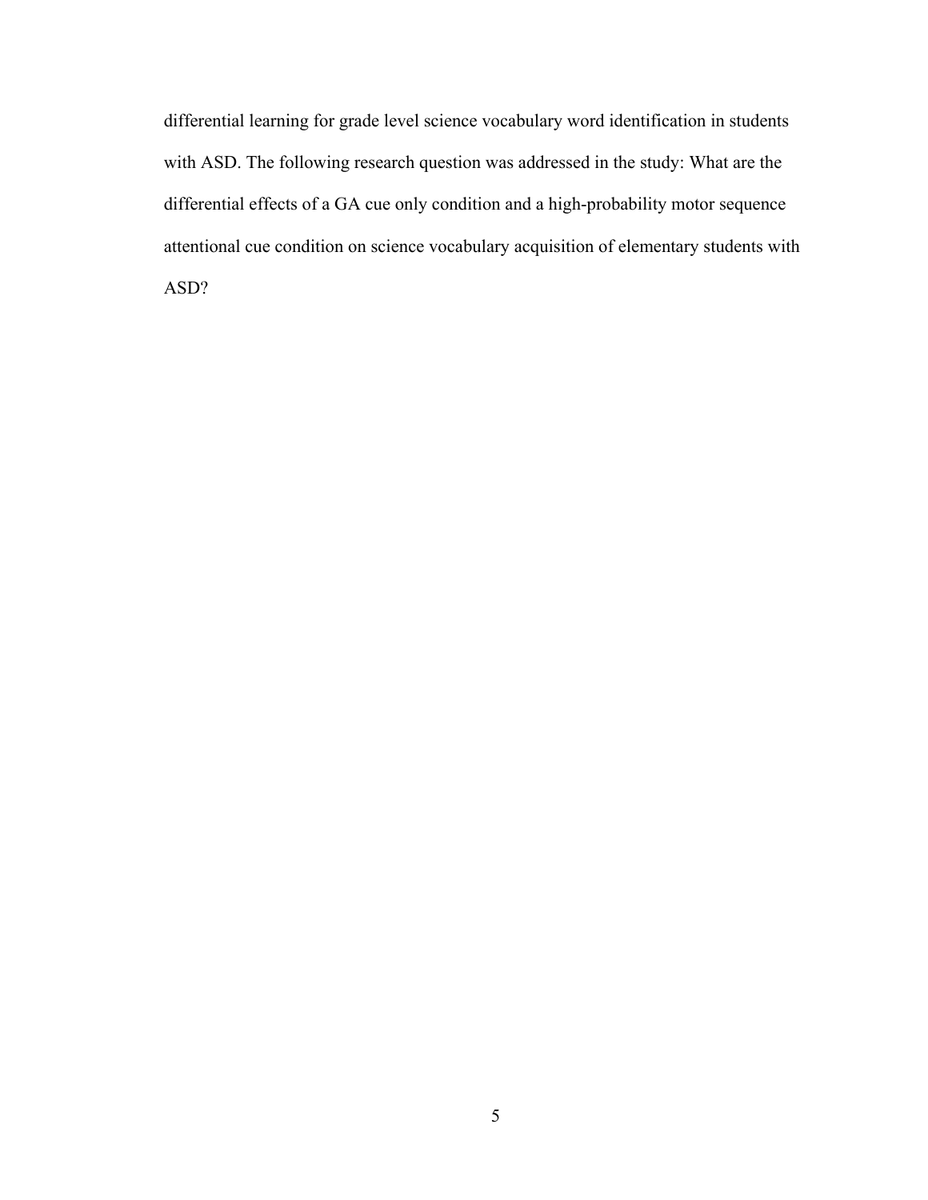differential learning for grade level science vocabulary word identification in students with ASD. The following research question was addressed in the study: What are the differential effects of a GA cue only condition and a high-probability motor sequence attentional cue condition on science vocabulary acquisition of elementary students with ASD?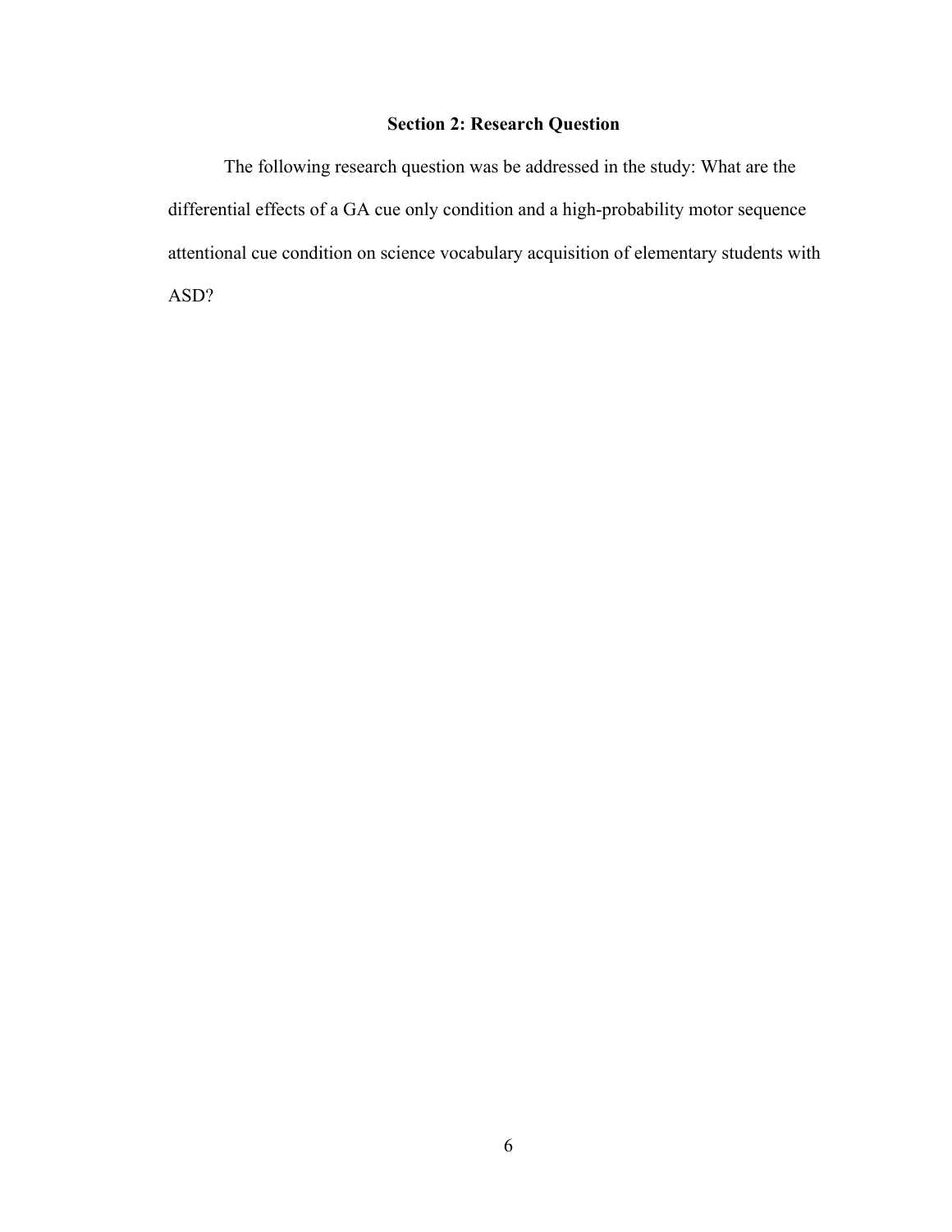## Section 2: Research Question

The following research question was be addressed in the study: What are the differential effects of a GA cue only condition and a high-probability motor sequence attentional cue condition on science vocabulary acquisition of elementary students with ASD?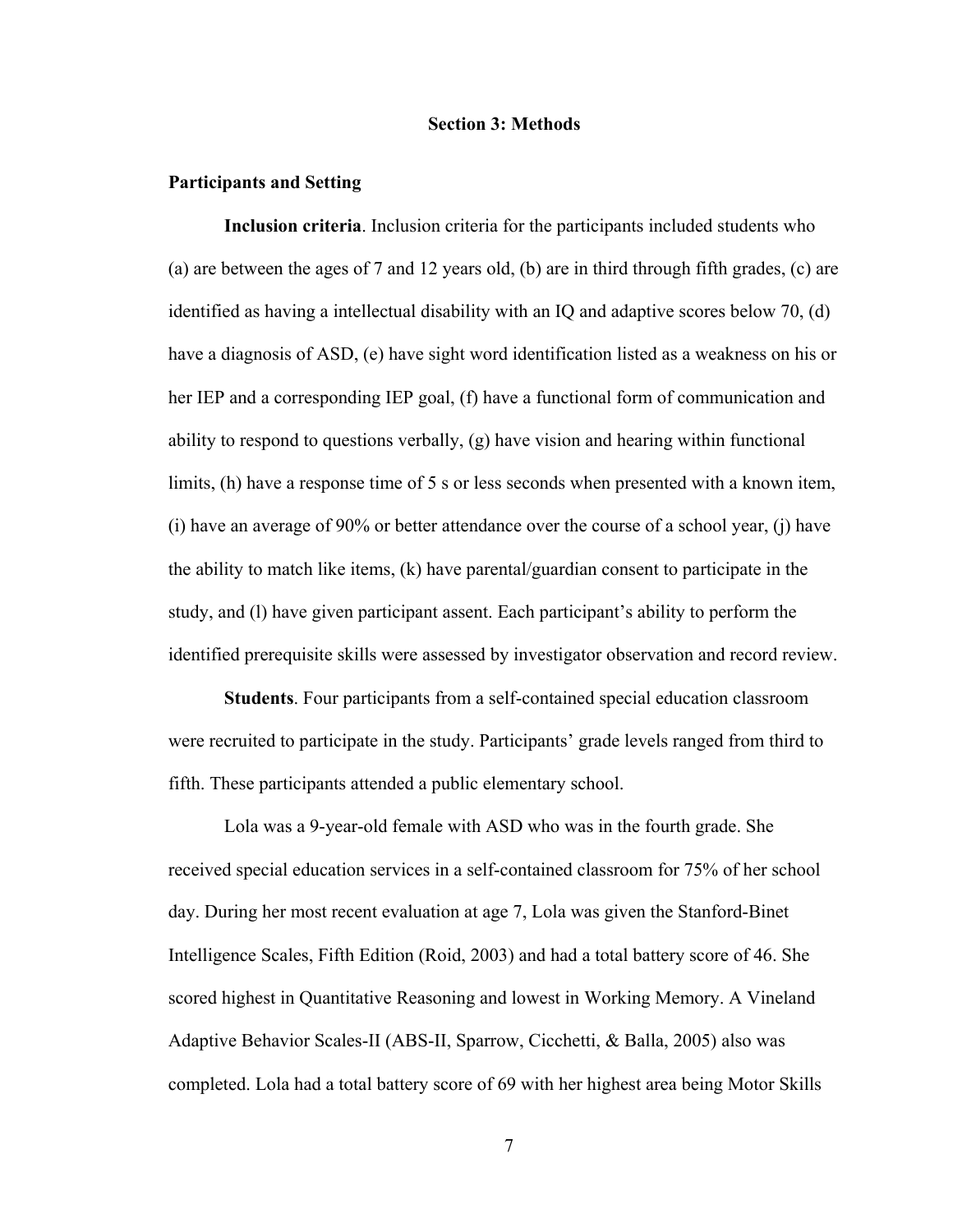# Section 3: Methods

## Participants and Setting

**Inclusion criteria**. Inclusion criteria for the participants included students who (a) are between the ages of 7 and 12 years old, (b) are in third through fifth grades, (c) are identified as having a intellectual disability with an IQ and adaptive scores below 70, (d) have a diagnosis of ASD, (e) have sight word identification listed as a weakness on his or her IEP and a corresponding IEP goal, (f) have a functional form of communication and ability to respond to questions verbally, (g) have vision and hearing within functional limits, (h) have a response time of 5 s or less seconds when presented with a known item, (i) have an average of 90% or better attendance over the course of a school year, (j) have the ability to match like items, (k) have parental/guardian consent to participate in the study, and (l) have given participant assent. Each participant's ability to perform the identified prerequisite skills were assessed by investigator observation and record review.

**Students**. Four participants from a self-contained special education classroom were recruited to participate in the study. Participants' grade levels ranged from third to fifth. These participants attended a public elementary school.

Lola was a 9-year-old female with ASD who was in the fourth grade. She received special education services in a self-contained classroom for 75% of her school day. During her most recent evaluation at age 7, Lola was given the Stanford-Binet Intelligence Scales, Fifth Edition (Roid, 2003) and had a total battery score of 46. She scored highest in Quantitative Reasoning and lowest in Working Memory. A Vineland Adaptive Behavior Scales-II (ABS-II, Sparrow, Cicchetti, & Balla, 2005) also was completed. Lola had a total battery score of 69 with her highest area being Motor Skills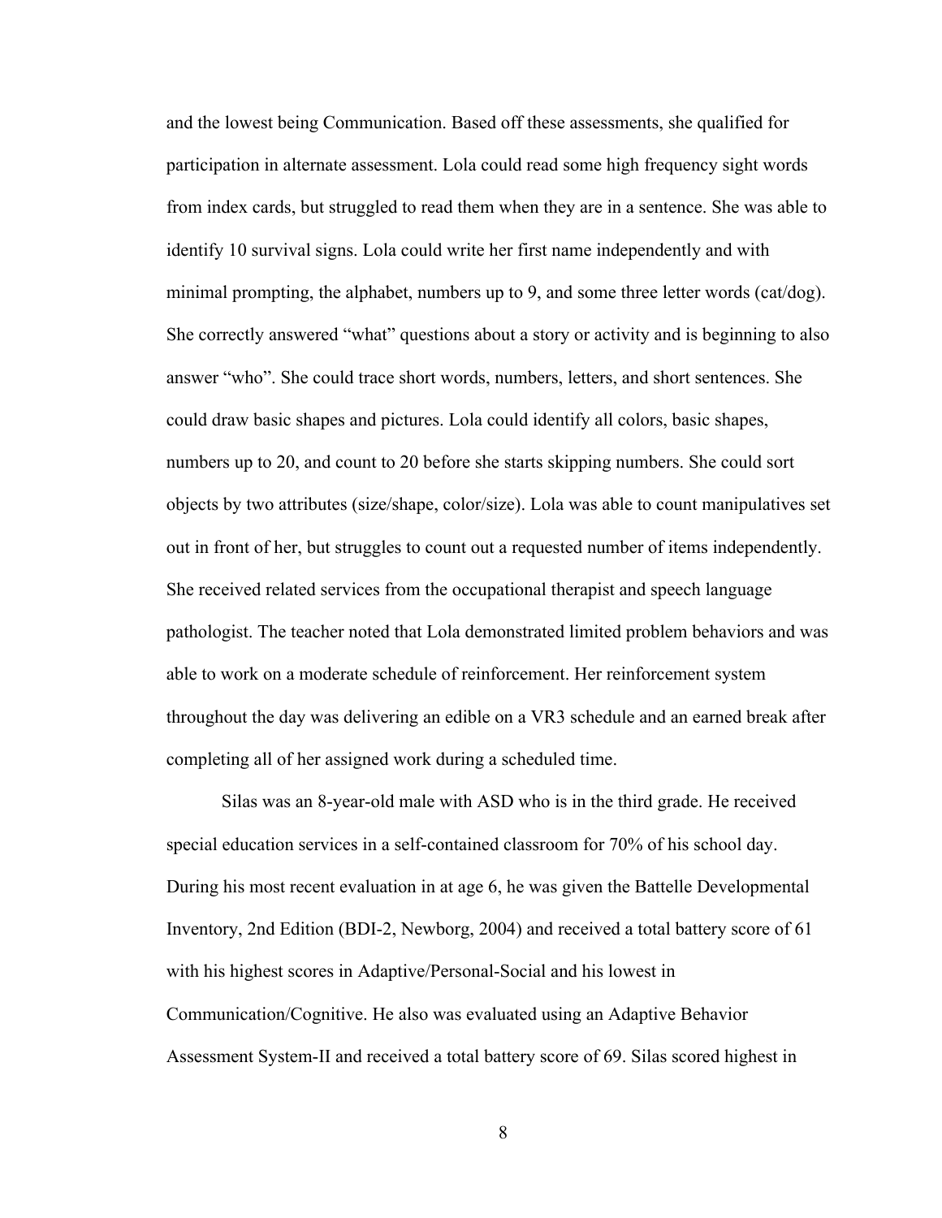and the lowest being Communication. Based off these assessments, she qualified for participation in alternate assessment. Lola could read some high frequency sight words from index cards, but struggled to read them when they are in a sentence. She was able to identify 10 survival signs. Lola could write her first name independently and with minimal prompting, the alphabet, numbers up to 9, and some three letter words (cat/dog). She correctly answered "what" questions about a story or activity and is beginning to also answer "who". She could trace short words, numbers, letters, and short sentences. She could draw basic shapes and pictures. Lola could identify all colors, basic shapes, numbers up to 20, and count to 20 before she starts skipping numbers. She could sort objects by two attributes (size/shape, color/size). Lola was able to count manipulatives set out in front of her, but struggles to count out a requested number of items independently. She received related services from the occupational therapist and speech language pathologist. The teacher noted that Lola demonstrated limited problem behaviors and was able to work on a moderate schedule of reinforcement. Her reinforcement system throughout the day was delivering an edible on a VR3 schedule and an earned break after completing all of her assigned work during a scheduled time.

Silas was an 8-year-old male with ASD who is in the third grade. He received special education services in a self-contained classroom for 70% of his school day. During his most recent evaluation in at age 6, he was given the Battelle Developmental Inventory, 2nd Edition (BDI-2, Newborg, 2004) and received a total battery score of 61 with his highest scores in Adaptive/Personal-Social and his lowest in Communication/Cognitive. He also was evaluated using an Adaptive Behavior Assessment System-II and received a total battery score of 69. Silas scored highest in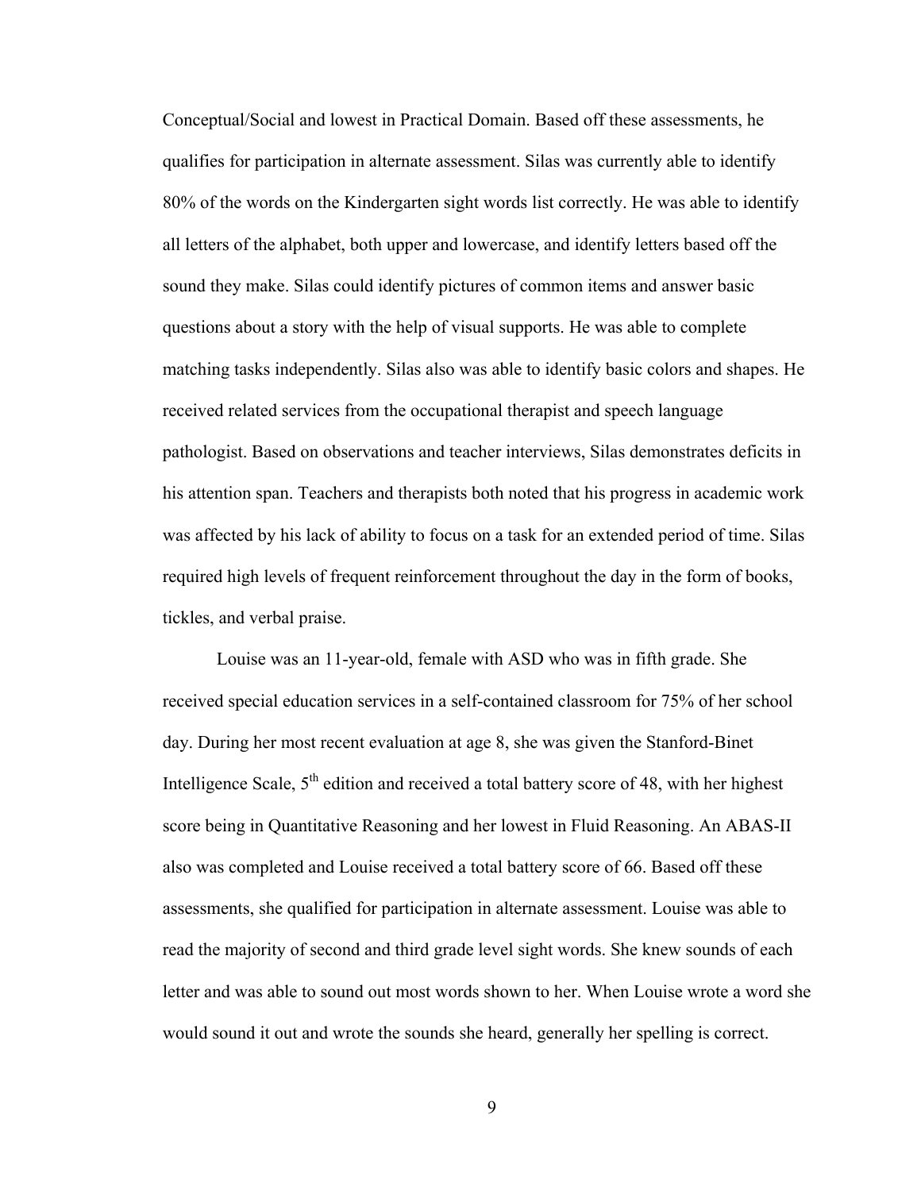Conceptual/Social and lowest in Practical Domain. Based off these assessments, he qualifies for participation in alternate assessment. Silas was currently able to identify 80% of the words on the Kindergarten sight words list correctly. He was able to identify all letters of the alphabet, both upper and lowercase, and identify letters based off the sound they make. Silas could identify pictures of common items and answer basic questions about a story with the help of visual supports. He was able to complete matching tasks independently. Silas also was able to identify basic colors and shapes. He received related services from the occupational therapist and speech language pathologist. Based on observations and teacher interviews, Silas demonstrates deficits in his attention span. Teachers and therapists both noted that his progress in academic work was affected by his lack of ability to focus on a task for an extended period of time. Silas required high levels of frequent reinforcement throughout the day in the form of books, tickles, and verbal praise.

Louise was an 11-year-old, female with ASD who was in fifth grade. She received special education services in a self-contained classroom for 75% of her school day. During her most recent evaluation at age 8, she was given the Stanford-Binet Intelligence Scale, 5th edition and received a total battery score of 48, with her highest score being in Quantitative Reasoning and her lowest in Fluid Reasoning. An ABAS-II also was completed and Louise received a total battery score of 66. Based off these assessments, she qualified for participation in alternate assessment. Louise was able to read the majority of second and third grade level sight words. She knew sounds of each letter and was able to sound out most words shown to her. When Louise wrote a word she would sound it out and wrote the sounds she heard, generally her spelling is correct.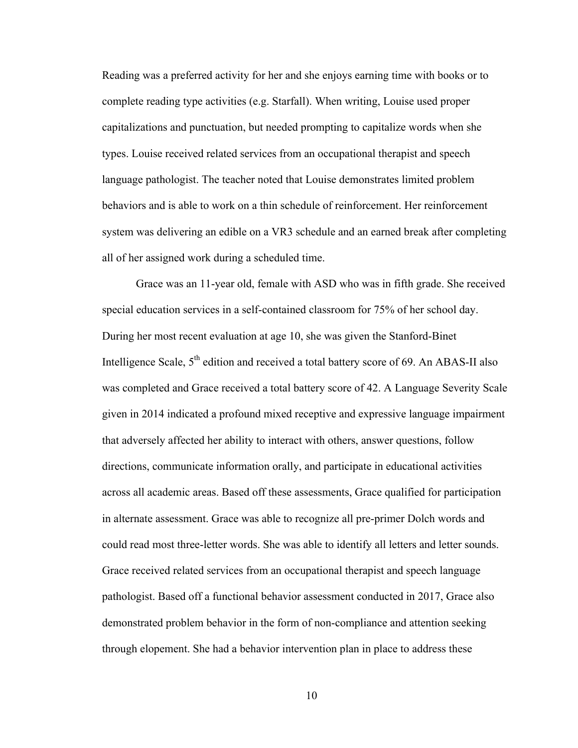Reading was a preferred activity for her and she enjoys earning time with books or to complete reading type activities (e.g. Starfall). When writing, Louise used proper capitalizations and punctuation, but needed prompting to capitalize words when she types. Louise received related services from an occupational therapist and speech language pathologist. The teacher noted that Louise demonstrates limited problem behaviors and is able to work on a thin schedule of reinforcement. Her reinforcement system was delivering an edible on a VR3 schedule and an earned break after completing all of her assigned work during a scheduled time.

Grace was an 11-year old, female with ASD who was in fifth grade. She received special education services in a self-contained classroom for 75% of her school day. During her most recent evaluation at age 10, she was given the Stanford-Binet Intelligence Scale, 5th edition and received a total battery score of 69. An ABAS-II also was completed and Grace received a total battery score of 42. A Language Severity Scale given in 2014 indicated a profound mixed receptive and expressive language impairment that adversely affected her ability to interact with others, answer questions, follow directions, communicate information orally, and participate in educational activities across all academic areas. Based off these assessments, Grace qualified for participation in alternate assessment. Grace was able to recognize all pre-primer Dolch words and could read most three-letter words. She was able to identify all letters and letter sounds. Grace received related services from an occupational therapist and speech language pathologist. Based off a functional behavior assessment conducted in 2017, Grace also demonstrated problem behavior in the form of non-compliance and attention seeking through elopement. She had a behavior intervention plan in place to address these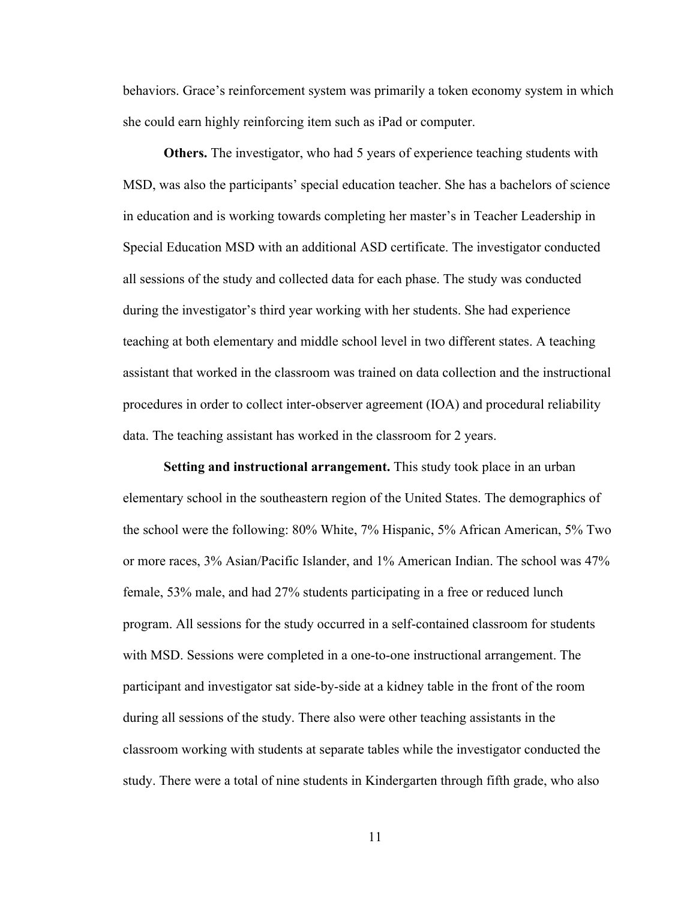behaviors. Grace's reinforcement system was primarily a token economy system in which she could earn highly reinforcing item such as iPad or computer.

**Others.** The investigator, who had 5 years of experience teaching students with MSD, was also the participants' special education teacher. She has a bachelors of science in education and is working towards completing her master's in Teacher Leadership in Special Education MSD with an additional ASD certificate. The investigator conducted all sessions of the study and collected data for each phase. The study was conducted during the investigator's third year working with her students. She had experience teaching at both elementary and middle school level in two different states. A teaching assistant that worked in the classroom was trained on data collection and the instructional procedures in order to collect inter-observer agreement (IOA) and procedural reliability data. The teaching assistant has worked in the classroom for 2 years.

**Setting and instructional arrangement.** This study took place in an urban elementary school in the southeastern region of the United States. The demographics of the school were the following: 80% White, 7% Hispanic, 5% African American, 5% Two or more races, 3% Asian/Pacific Islander, and 1% American Indian. The school was 47% female, 53% male, and had 27% students participating in a free or reduced lunch program. All sessions for the study occurred in a self-contained classroom for students with MSD. Sessions were completed in a one-to-one instructional arrangement. The participant and investigator sat side-by-side at a kidney table in the front of the room during all sessions of the study. There also were other teaching assistants in the classroom working with students at separate tables while the investigator conducted the study. There were a total of nine students in Kindergarten through fifth grade, who also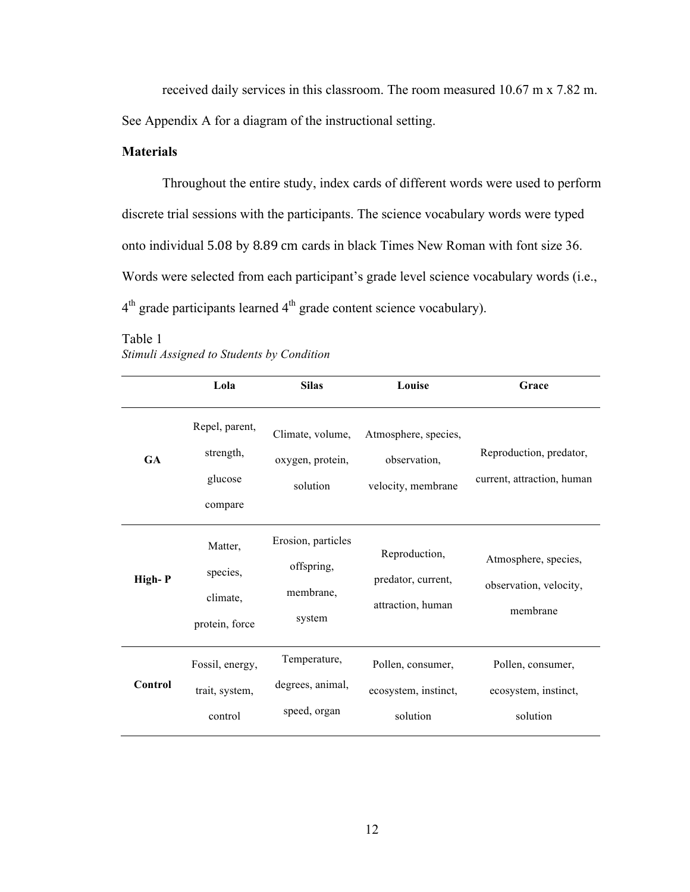received daily services in this classroom. The room measured 10.67 m x 7.82 m. See Appendix A for a diagram of the instructional setting.

## Materials

Throughout the entire study, index cards of different words were used to perform discrete trial sessions with the participants. The science vocabulary words were typed onto individual 5.08 by 8.89 cm cards in black Times New Roman with font size 36. Words were selected from each participant's grade level science vocabulary words (i.e., 4th grade participants learned 4th grade content science vocabulary).

Table 1
*Stimuli Assigned to Students by Condition*

| | Lola | Silas | Louise | Grace |
|---|---|---|---|---|
| **GA** | Repel, parent, strength, glucose compare | Climate, volume, oxygen, protein, solution | Atmosphere, species, observation, velocity, membrane | Reproduction, predator, current, attraction, human |
| **High- P** | Matter, species, climate, protein, force | Erosion, particles offspring, membrane, system | Reproduction, predator, current, attraction, human | Atmosphere, species, observation, velocity, membrane |
| **Control** | Fossil, energy, trait, system, control | Temperature, degrees, animal, speed, organ | Pollen, consumer, ecosystem, instinct, solution | Pollen, consumer, ecosystem, instinct, solution |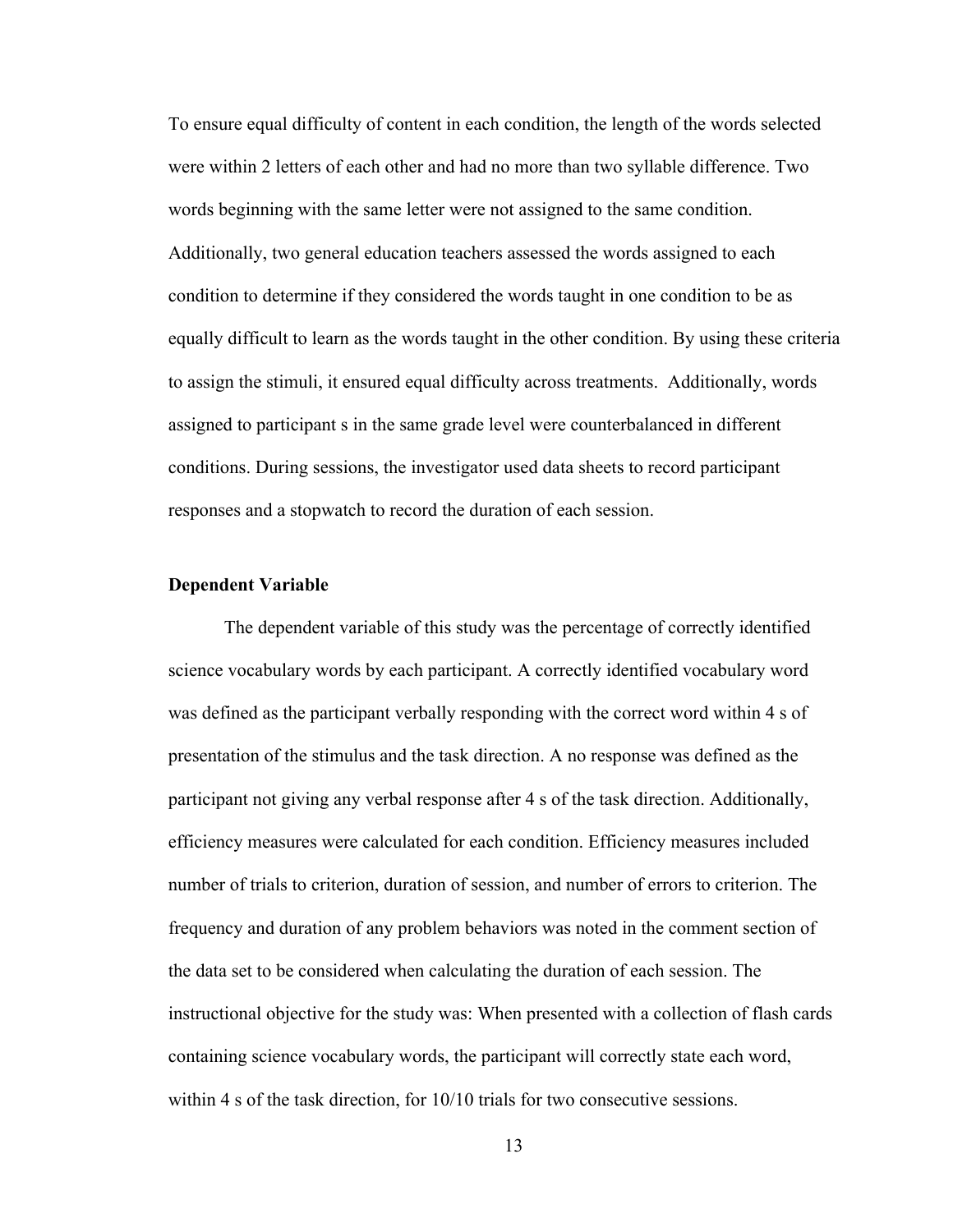To ensure equal difficulty of content in each condition, the length of the words selected were within 2 letters of each other and had no more than two syllable difference. Two words beginning with the same letter were not assigned to the same condition. Additionally, two general education teachers assessed the words assigned to each condition to determine if they considered the words taught in one condition to be as equally difficult to learn as the words taught in the other condition. By using these criteria to assign the stimuli, it ensured equal difficulty across treatments. Additionally, words assigned to participant s in the same grade level were counterbalanced in different conditions. During sessions, the investigator used data sheets to record participant responses and a stopwatch to record the duration of each session.

**Dependent Variable**

The dependent variable of this study was the percentage of correctly identified science vocabulary words by each participant. A correctly identified vocabulary word was defined as the participant verbally responding with the correct word within 4 s of presentation of the stimulus and the task direction. A no response was defined as the participant not giving any verbal response after 4 s of the task direction. Additionally, efficiency measures were calculated for each condition. Efficiency measures included number of trials to criterion, duration of session, and number of errors to criterion. The frequency and duration of any problem behaviors was noted in the comment section of the data set to be considered when calculating the duration of each session. The instructional objective for the study was: When presented with a collection of flash cards containing science vocabulary words, the participant will correctly state each word, within 4 s of the task direction, for 10/10 trials for two consecutive sessions.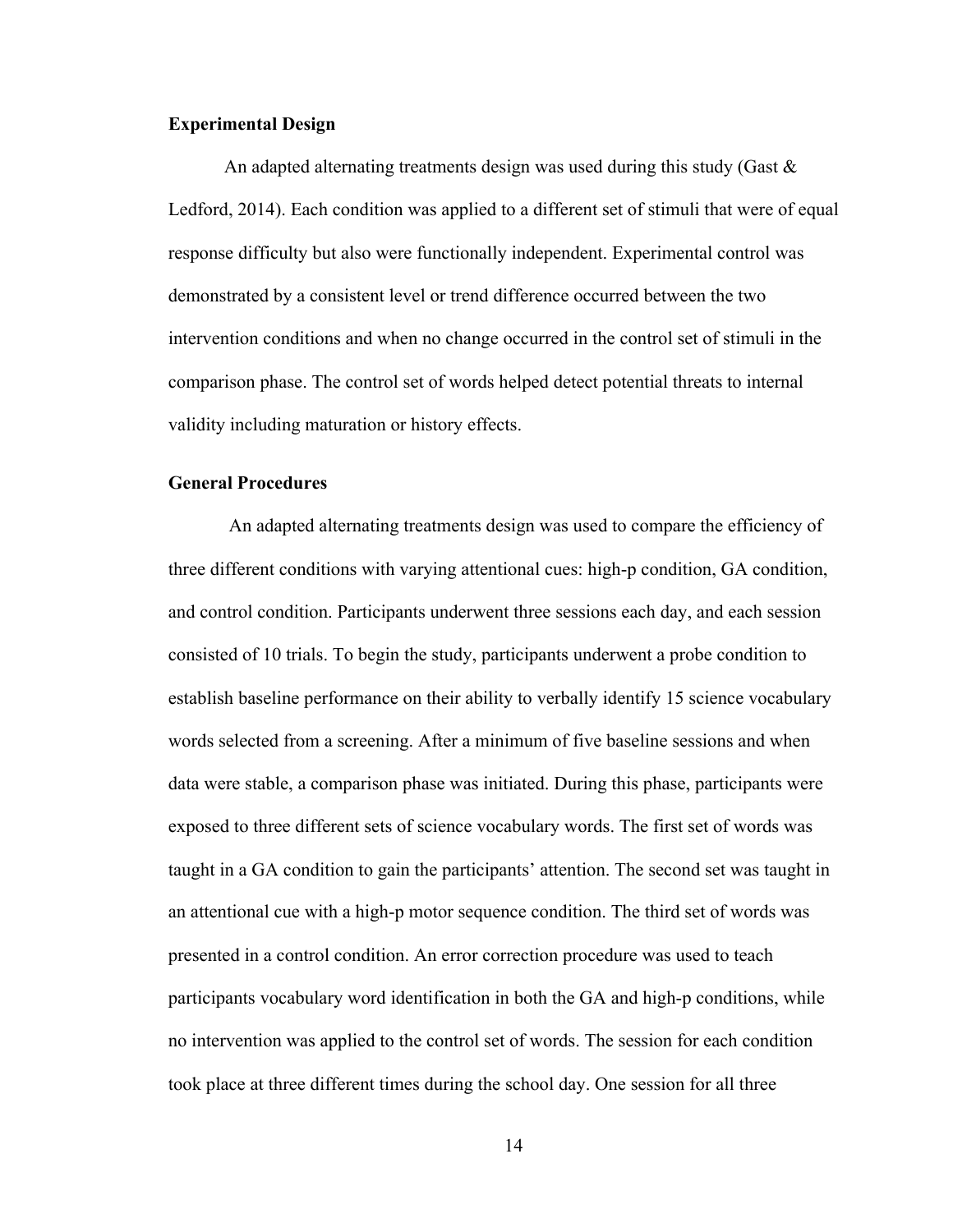**Experimental Design**

An adapted alternating treatments design was used during this study (Gast & Ledford, 2014). Each condition was applied to a different set of stimuli that were of equal response difficulty but also were functionally independent. Experimental control was demonstrated by a consistent level or trend difference occurred between the two intervention conditions and when no change occurred in the control set of stimuli in the comparison phase. The control set of words helped detect potential threats to internal validity including maturation or history effects.

**General Procedures**

An adapted alternating treatments design was used to compare the efficiency of three different conditions with varying attentional cues: high-p condition, GA condition, and control condition. Participants underwent three sessions each day, and each session consisted of 10 trials. To begin the study, participants underwent a probe condition to establish baseline performance on their ability to verbally identify 15 science vocabulary words selected from a screening. After a minimum of five baseline sessions and when data were stable, a comparison phase was initiated. During this phase, participants were exposed to three different sets of science vocabulary words. The first set of words was taught in a GA condition to gain the participants' attention. The second set was taught in an attentional cue with a high-p motor sequence condition. The third set of words was presented in a control condition. An error correction procedure was used to teach participants vocabulary word identification in both the GA and high-p conditions, while no intervention was applied to the control set of words. The session for each condition took place at three different times during the school day. One session for all three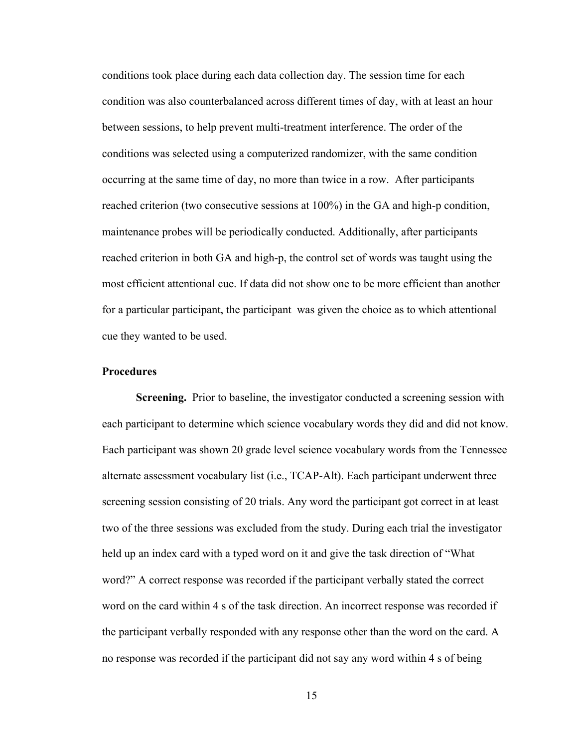conditions took place during each data collection day. The session time for each condition was also counterbalanced across different times of day, with at least an hour between sessions, to help prevent multi-treatment interference. The order of the conditions was selected using a computerized randomizer, with the same condition occurring at the same time of day, no more than twice in a row. After participants reached criterion (two consecutive sessions at 100%) in the GA and high-p condition, maintenance probes will be periodically conducted. Additionally, after participants reached criterion in both GA and high-p, the control set of words was taught using the most efficient attentional cue. If data did not show one to be more efficient than another for a particular participant, the participant was given the choice as to which attentional cue they wanted to be used.

### Procedures

**Screening.** Prior to baseline, the investigator conducted a screening session with each participant to determine which science vocabulary words they did and did not know. Each participant was shown 20 grade level science vocabulary words from the Tennessee alternate assessment vocabulary list (i.e., TCAP-Alt). Each participant underwent three screening session consisting of 20 trials. Any word the participant got correct in at least two of the three sessions was excluded from the study. During each trial the investigator held up an index card with a typed word on it and give the task direction of "What word?" A correct response was recorded if the participant verbally stated the correct word on the card within 4 s of the task direction. An incorrect response was recorded if the participant verbally responded with any response other than the word on the card. A no response was recorded if the participant did not say any word within 4 s of being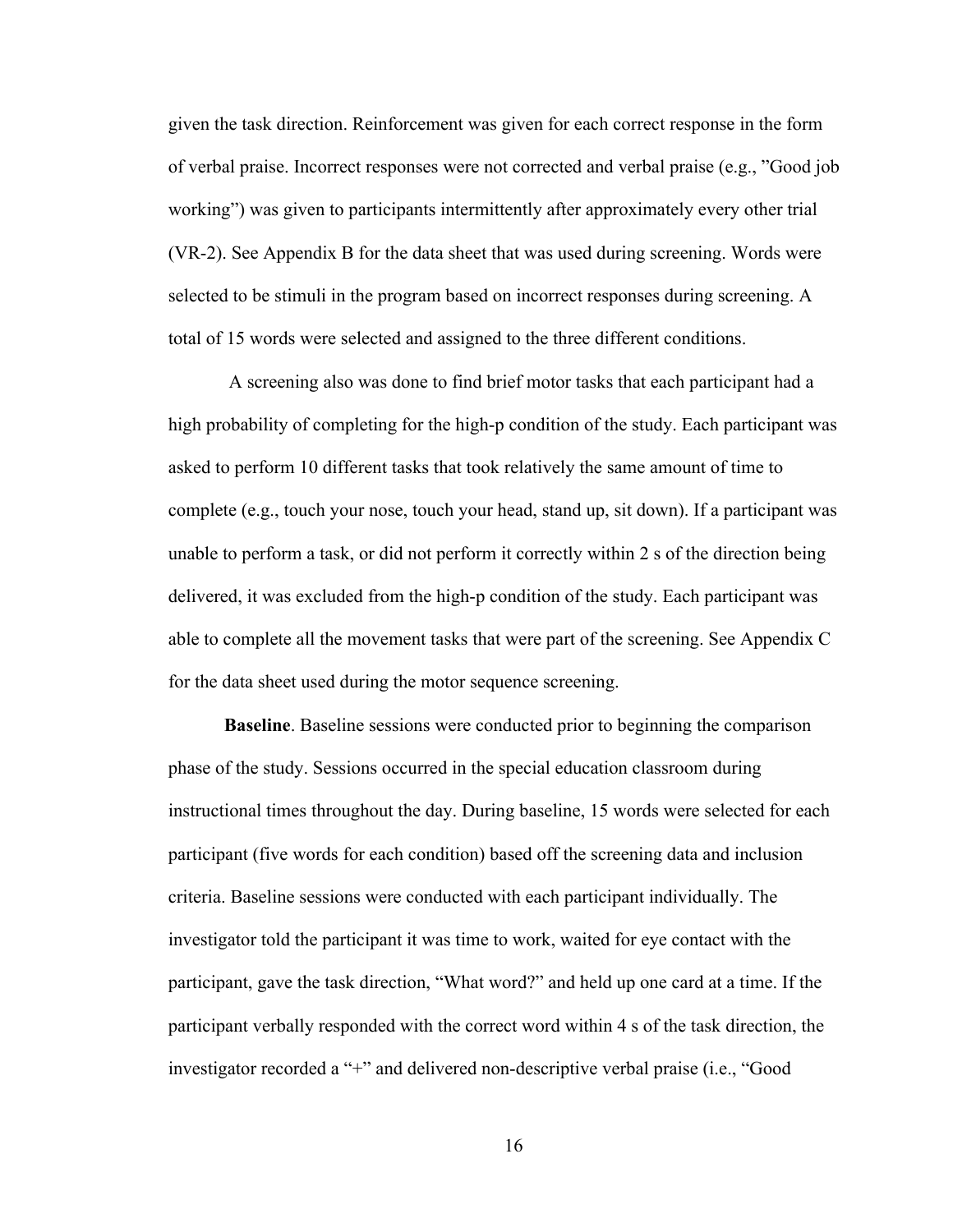given the task direction. Reinforcement was given for each correct response in the form of verbal praise. Incorrect responses were not corrected and verbal praise (e.g., ”Good job working”) was given to participants intermittently after approximately every other trial (VR-2). See Appendix B for the data sheet that was used during screening. Words were selected to be stimuli in the program based on incorrect responses during screening. A total of 15 words were selected and assigned to the three different conditions.

A screening also was done to find brief motor tasks that each participant had a high probability of completing for the high-p condition of the study. Each participant was asked to perform 10 different tasks that took relatively the same amount of time to complete (e.g., touch your nose, touch your head, stand up, sit down). If a participant was unable to perform a task, or did not perform it correctly within 2 s of the direction being delivered, it was excluded from the high-p condition of the study. Each participant was able to complete all the movement tasks that were part of the screening. See Appendix C for the data sheet used during the motor sequence screening.

**Baseline**. Baseline sessions were conducted prior to beginning the comparison phase of the study. Sessions occurred in the special education classroom during instructional times throughout the day. During baseline, 15 words were selected for each participant (five words for each condition) based off the screening data and inclusion criteria. Baseline sessions were conducted with each participant individually. The investigator told the participant it was time to work, waited for eye contact with the participant, gave the task direction, “What word?” and held up one card at a time. If the participant verbally responded with the correct word within 4 s of the task direction, the investigator recorded a “+” and delivered non-descriptive verbal praise (i.e., “Good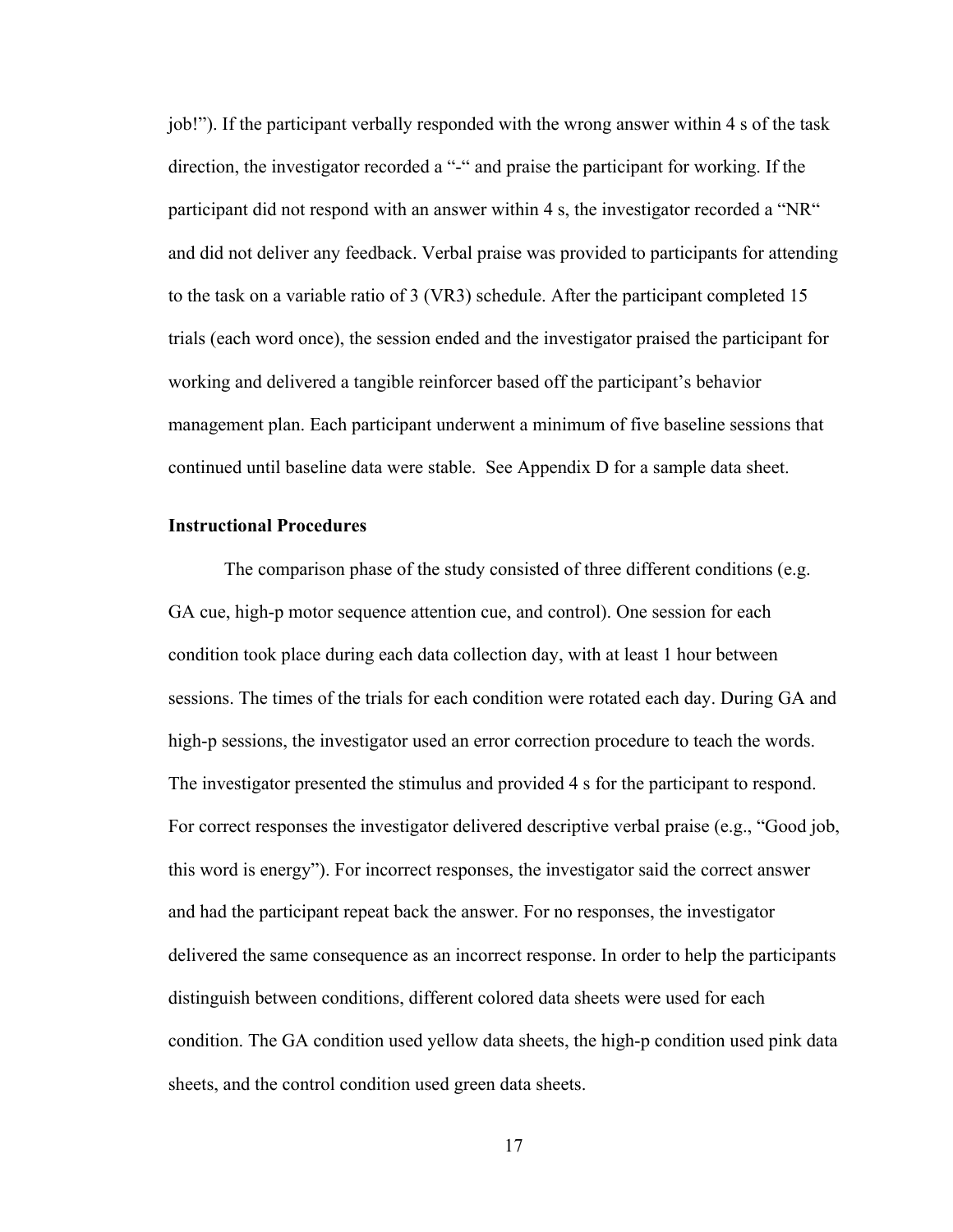job!"). If the participant verbally responded with the wrong answer within 4 s of the task direction, the investigator recorded a "-" and praise the participant for working. If the participant did not respond with an answer within 4 s, the investigator recorded a "NR" and did not deliver any feedback. Verbal praise was provided to participants for attending to the task on a variable ratio of 3 (VR3) schedule. After the participant completed 15 trials (each word once), the session ended and the investigator praised the participant for working and delivered a tangible reinforcer based off the participant's behavior management plan. Each participant underwent a minimum of five baseline sessions that continued until baseline data were stable. See Appendix D for a sample data sheet.

**Instructional Procedures**

The comparison phase of the study consisted of three different conditions (e.g. GA cue, high-p motor sequence attention cue, and control). One session for each condition took place during each data collection day, with at least 1 hour between sessions. The times of the trials for each condition were rotated each day. During GA and high-p sessions, the investigator used an error correction procedure to teach the words. The investigator presented the stimulus and provided 4 s for the participant to respond. For correct responses the investigator delivered descriptive verbal praise (e.g., "Good job, this word is energy"). For incorrect responses, the investigator said the correct answer and had the participant repeat back the answer. For no responses, the investigator delivered the same consequence as an incorrect response. In order to help the participants distinguish between conditions, different colored data sheets were used for each condition. The GA condition used yellow data sheets, the high-p condition used pink data sheets, and the control condition used green data sheets.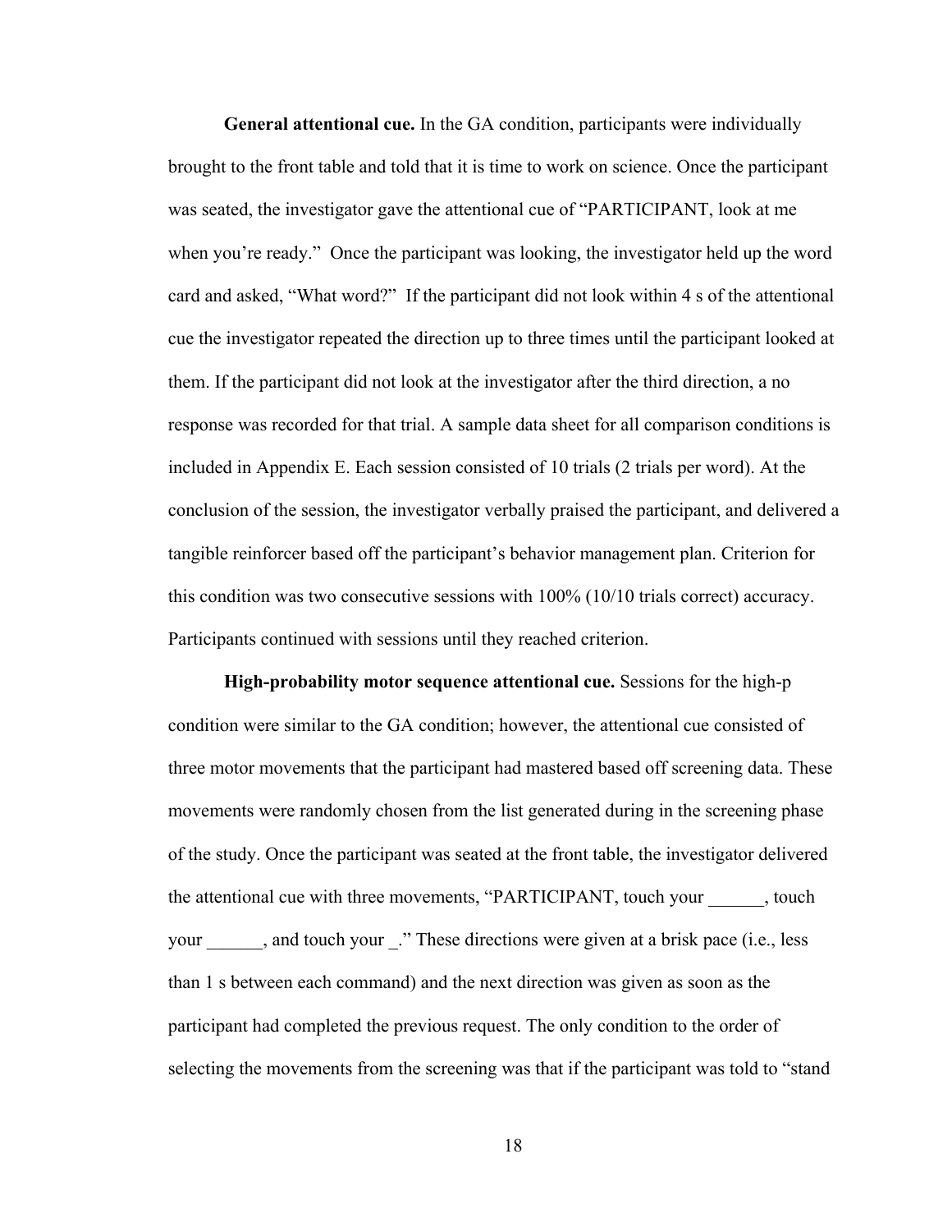**General attentional cue.** In the GA condition, participants were individually brought to the front table and told that it is time to work on science. Once the participant was seated, the investigator gave the attentional cue of "PARTICIPANT, look at me when you're ready." Once the participant was looking, the investigator held up the word card and asked, "What word?" If the participant did not look within 4 s of the attentional cue the investigator repeated the direction up to three times until the participant looked at them. If the participant did not look at the investigator after the third direction, a no response was recorded for that trial. A sample data sheet for all comparison conditions is included in Appendix E. Each session consisted of 10 trials (2 trials per word). At the conclusion of the session, the investigator verbally praised the participant, and delivered a tangible reinforcer based off the participant's behavior management plan. Criterion for this condition was two consecutive sessions with 100% (10/10 trials correct) accuracy. Participants continued with sessions until they reached criterion.

**High-probability motor sequence attentional cue.** Sessions for the high-p condition were similar to the GA condition; however, the attentional cue consisted of three motor movements that the participant had mastered based off screening data. These movements were randomly chosen from the list generated during in the screening phase of the study. Once the participant was seated at the front table, the investigator delivered the attentional cue with three movements, "PARTICIPANT, touch your ______, touch your ______, and touch your _." These directions were given at a brisk pace (i.e., less than 1 s between each command) and the next direction was given as soon as the participant had completed the previous request. The only condition to the order of selecting the movements from the screening was that if the participant was told to "stand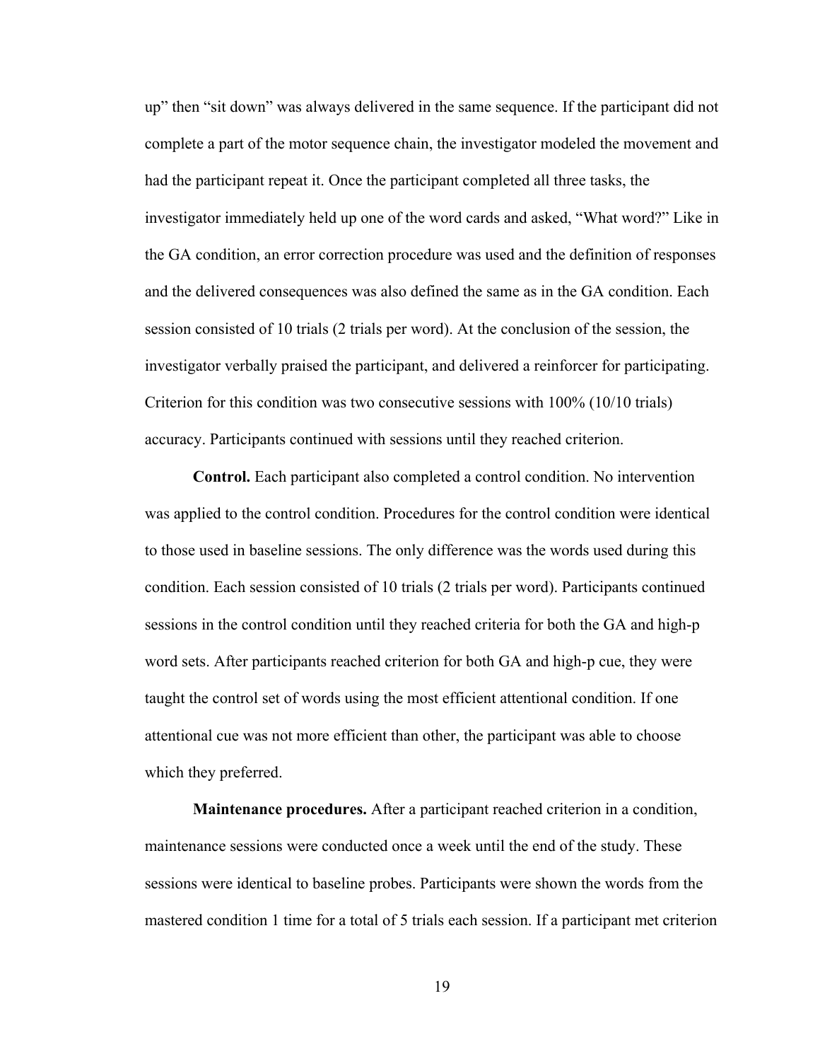up" then "sit down" was always delivered in the same sequence. If the participant did not complete a part of the motor sequence chain, the investigator modeled the movement and had the participant repeat it. Once the participant completed all three tasks, the investigator immediately held up one of the word cards and asked, "What word?" Like in the GA condition, an error correction procedure was used and the definition of responses and the delivered consequences was also defined the same as in the GA condition. Each session consisted of 10 trials (2 trials per word). At the conclusion of the session, the investigator verbally praised the participant, and delivered a reinforcer for participating. Criterion for this condition was two consecutive sessions with 100% (10/10 trials) accuracy. Participants continued with sessions until they reached criterion.

**Control.** Each participant also completed a control condition. No intervention was applied to the control condition. Procedures for the control condition were identical to those used in baseline sessions. The only difference was the words used during this condition. Each session consisted of 10 trials (2 trials per word). Participants continued sessions in the control condition until they reached criteria for both the GA and high-p word sets. After participants reached criterion for both GA and high-p cue, they were taught the control set of words using the most efficient attentional condition. If one attentional cue was not more efficient than other, the participant was able to choose which they preferred.

**Maintenance procedures.** After a participant reached criterion in a condition, maintenance sessions were conducted once a week until the end of the study. These sessions were identical to baseline probes. Participants were shown the words from the mastered condition 1 time for a total of 5 trials each session. If a participant met criterion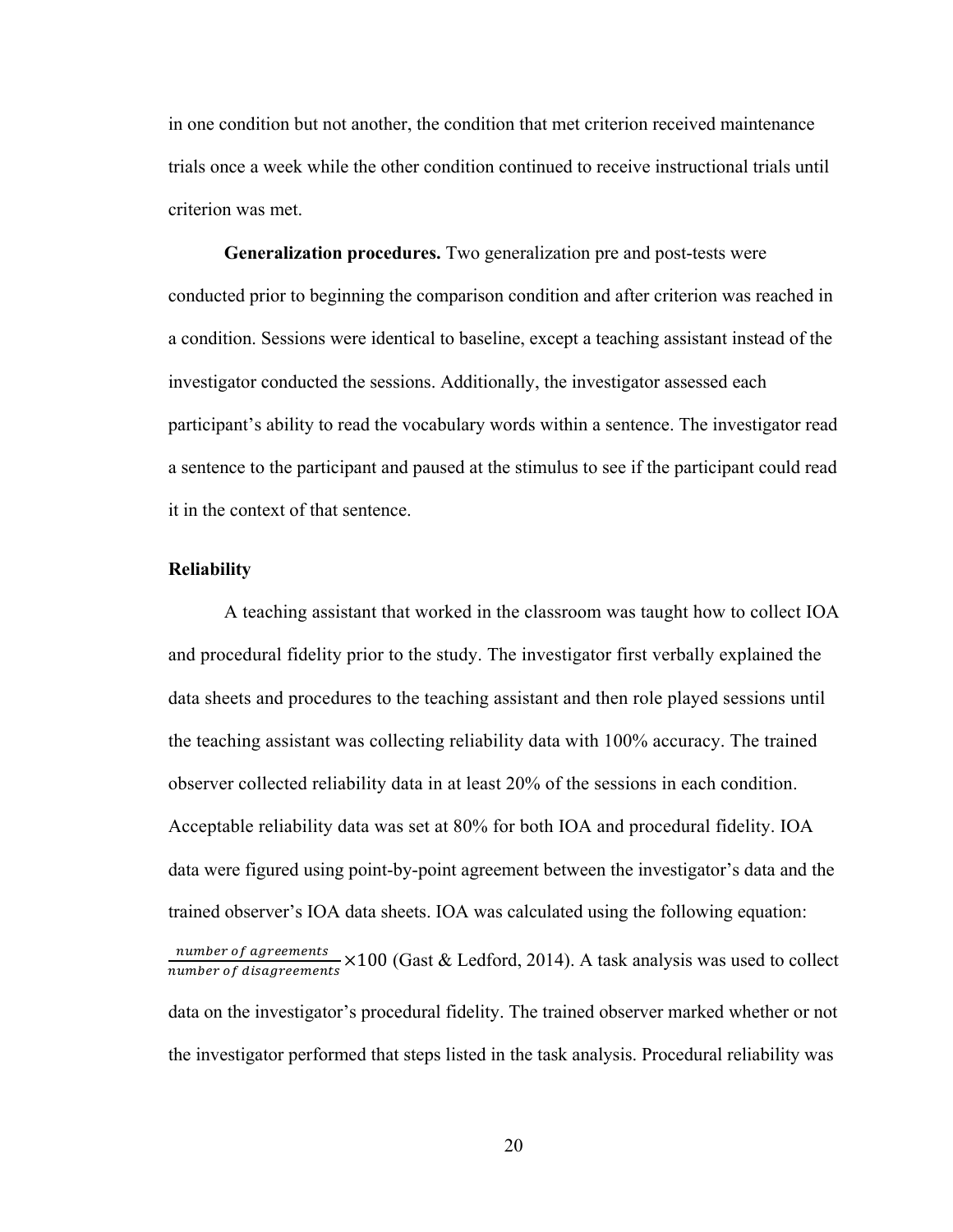in one condition but not another, the condition that met criterion received maintenance trials once a week while the other condition continued to receive instructional trials until criterion was met.

**Generalization procedures.** Two generalization pre and post-tests were conducted prior to beginning the comparison condition and after criterion was reached in a condition. Sessions were identical to baseline, except a teaching assistant instead of the investigator conducted the sessions. Additionally, the investigator assessed each participant's ability to read the vocabulary words within a sentence. The investigator read a sentence to the participant and paused at the stimulus to see if the participant could read it in the context of that sentence.

### Reliability

A teaching assistant that worked in the classroom was taught how to collect IOA and procedural fidelity prior to the study. The investigator first verbally explained the data sheets and procedures to the teaching assistant and then role played sessions until the teaching assistant was collecting reliability data with 100% accuracy. The trained observer collected reliability data in at least 20% of the sessions in each condition. Acceptable reliability data was set at 80% for both IOA and procedural fidelity. IOA data were figured using point-by-point agreement between the investigator's data and the trained observer's IOA data sheets. IOA was calculated using the following equation: $\frac{number\ of\ agreements}{number\ of\ disagreements} \times 100$ (Gast & Ledford, 2014). A task analysis was used to collect data on the investigator's procedural fidelity. The trained observer marked whether or not the investigator performed that steps listed in the task analysis. Procedural reliability was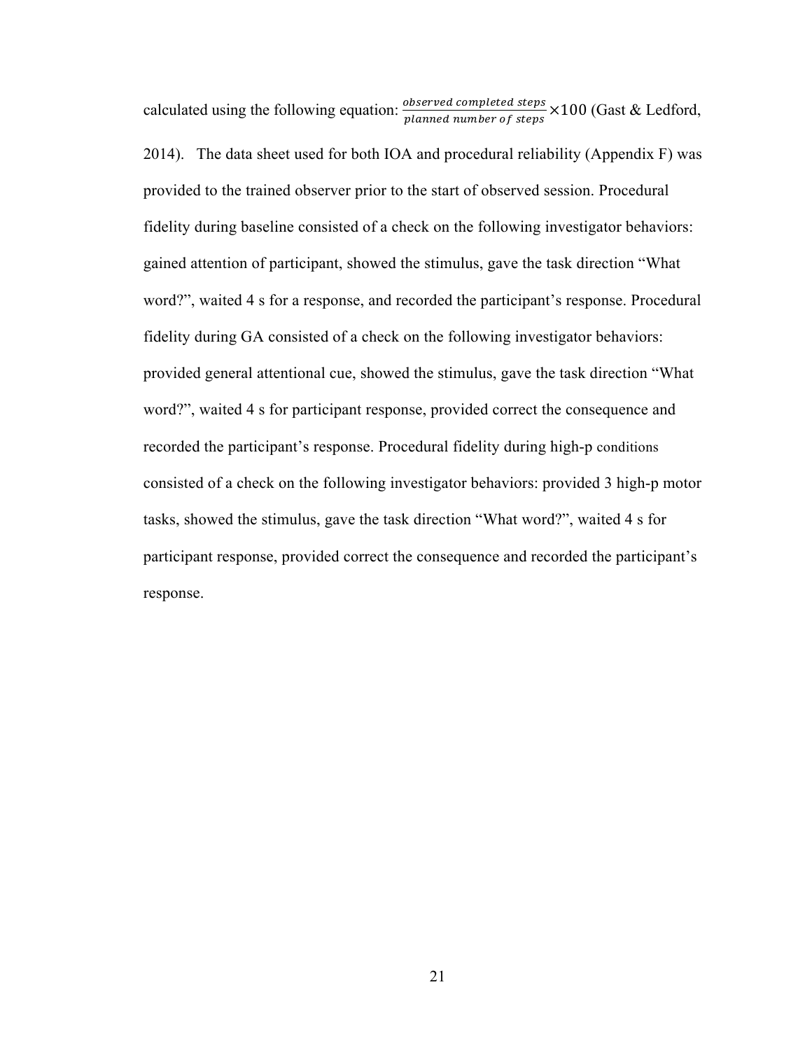calculated using the following equation: $\frac{observed\ completed\ steps}{planned\ number\ of\ steps} \times 100$ (Gast & Ledford, 2014). The data sheet used for both IOA and procedural reliability (Appendix F) was provided to the trained observer prior to the start of observed session. Procedural fidelity during baseline consisted of a check on the following investigator behaviors: gained attention of participant, showed the stimulus, gave the task direction "What word?", waited 4 s for a response, and recorded the participant's response. Procedural fidelity during GA consisted of a check on the following investigator behaviors: provided general attentional cue, showed the stimulus, gave the task direction "What word?", waited 4 s for participant response, provided correct the consequence and recorded the participant's response. Procedural fidelity during high-p conditions consisted of a check on the following investigator behaviors: provided 3 high-p motor tasks, showed the stimulus, gave the task direction "What word?", waited 4 s for participant response, provided correct the consequence and recorded the participant's response.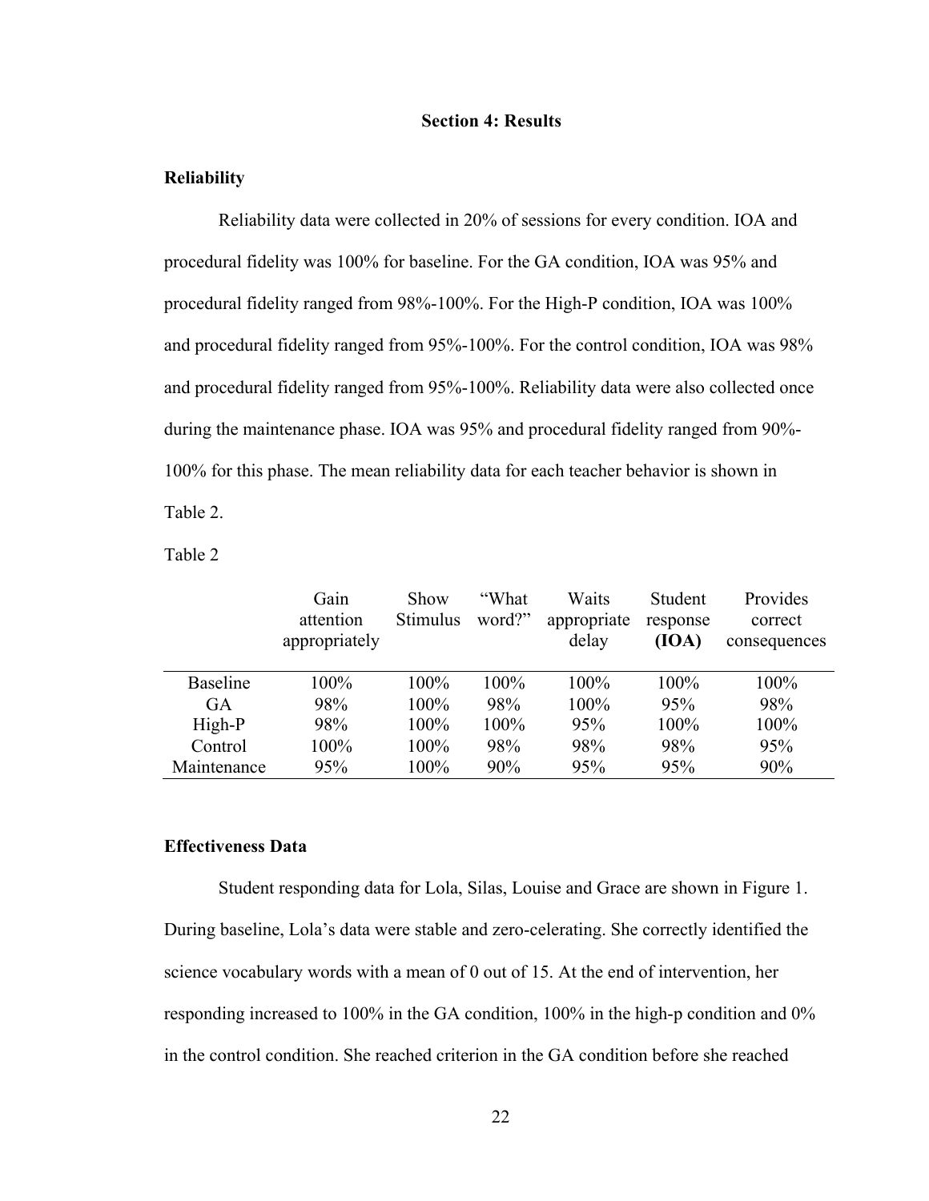## Section 4: Results

### Reliability

Reliability data were collected in 20% of sessions for every condition. IOA and procedural fidelity was 100% for baseline. For the GA condition, IOA was 95% and procedural fidelity ranged from 98%-100%. For the High-P condition, IOA was 100% and procedural fidelity ranged from 95%-100%. For the control condition, IOA was 98% and procedural fidelity ranged from 95%-100%. Reliability data were also collected once during the maintenance phase. IOA was 95% and procedural fidelity ranged from 90%-100% for this phase. The mean reliability data for each teacher behavior is shown in Table 2.

Table 2

| | Gain attention appropriately | Show Stimulus | "What word?" | Waits appropriate delay | Student response **(IOA)** | Provides correct consequences |
|---|---|---|---|---|---|---|
| Baseline | 100% | 100% | 100% | 100% | 100% | 100% |
| GA | 98% | 100% | 98% | 100% | 95% | 98% |
| High-P | 98% | 100% | 100% | 95% | 100% | 100% |
| Control | 100% | 100% | 98% | 98% | 98% | 95% |
| Maintenance | 95% | 100% | 90% | 95% | 95% | 90% |

### Effectiveness Data

Student responding data for Lola, Silas, Louise and Grace are shown in Figure 1. During baseline, Lola's data were stable and zero-celerating. She correctly identified the science vocabulary words with a mean of 0 out of 15. At the end of intervention, her responding increased to 100% in the GA condition, 100% in the high-p condition and 0% in the control condition. She reached criterion in the GA condition before she reached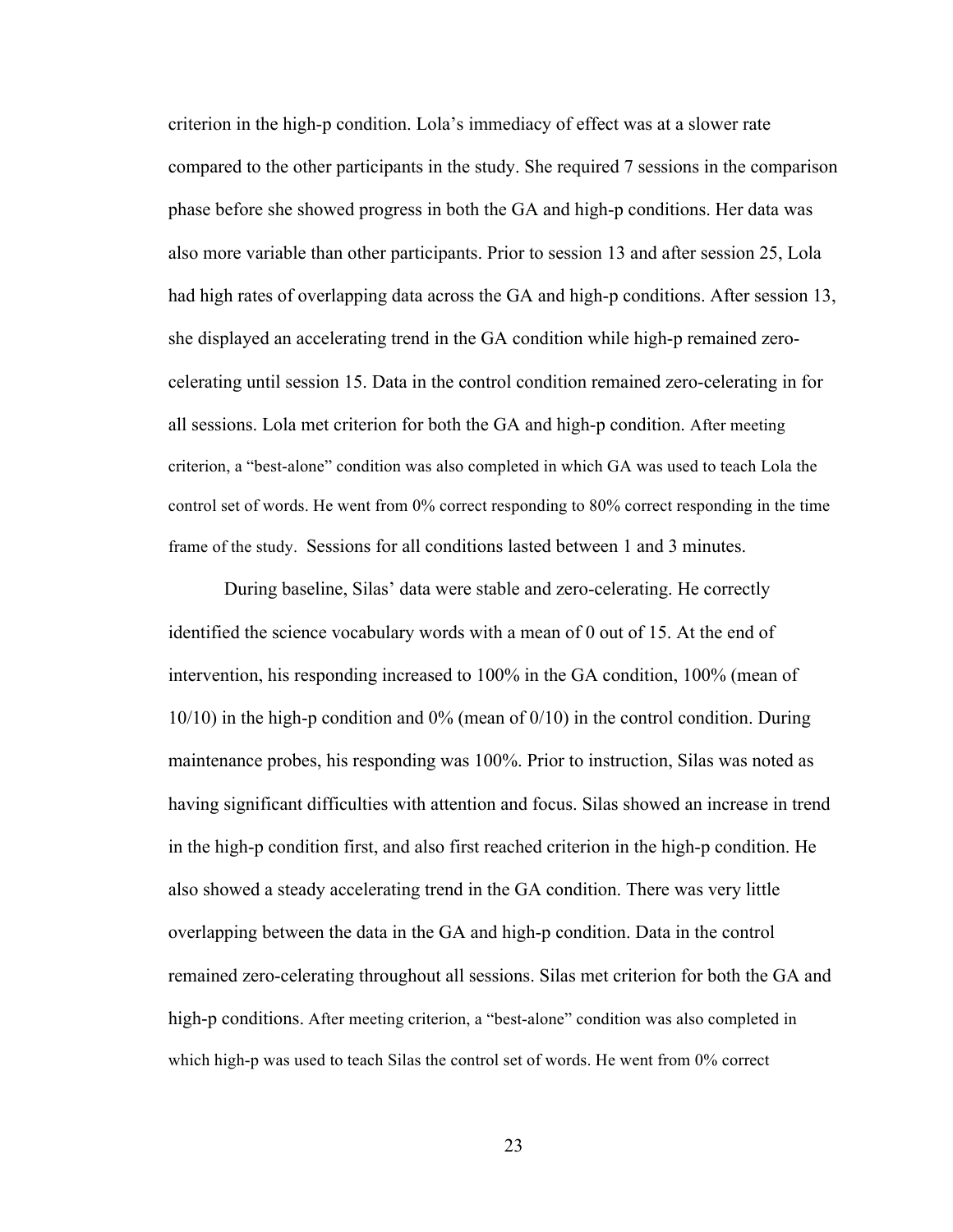criterion in the high-p condition. Lola's immediacy of effect was at a slower rate compared to the other participants in the study. She required 7 sessions in the comparison phase before she showed progress in both the GA and high-p conditions. Her data was also more variable than other participants. Prior to session 13 and after session 25, Lola had high rates of overlapping data across the GA and high-p conditions. After session 13, she displayed an accelerating trend in the GA condition while high-p remained zero-celerating until session 15. Data in the control condition remained zero-celerating in for all sessions. Lola met criterion for both the GA and high-p condition. After meeting criterion, a "best-alone" condition was also completed in which GA was used to teach Lola the control set of words. He went from 0% correct responding to 80% correct responding in the time frame of the study. Sessions for all conditions lasted between 1 and 3 minutes.

During baseline, Silas' data were stable and zero-celerating. He correctly identified the science vocabulary words with a mean of 0 out of 15. At the end of intervention, his responding increased to 100% in the GA condition, 100% (mean of 10/10) in the high-p condition and 0% (mean of 0/10) in the control condition. During maintenance probes, his responding was 100%. Prior to instruction, Silas was noted as having significant difficulties with attention and focus. Silas showed an increase in trend in the high-p condition first, and also first reached criterion in the high-p condition. He also showed a steady accelerating trend in the GA condition. There was very little overlapping between the data in the GA and high-p condition. Data in the control remained zero-celerating throughout all sessions. Silas met criterion for both the GA and high-p conditions. After meeting criterion, a "best-alone" condition was also completed in which high-p was used to teach Silas the control set of words. He went from 0% correct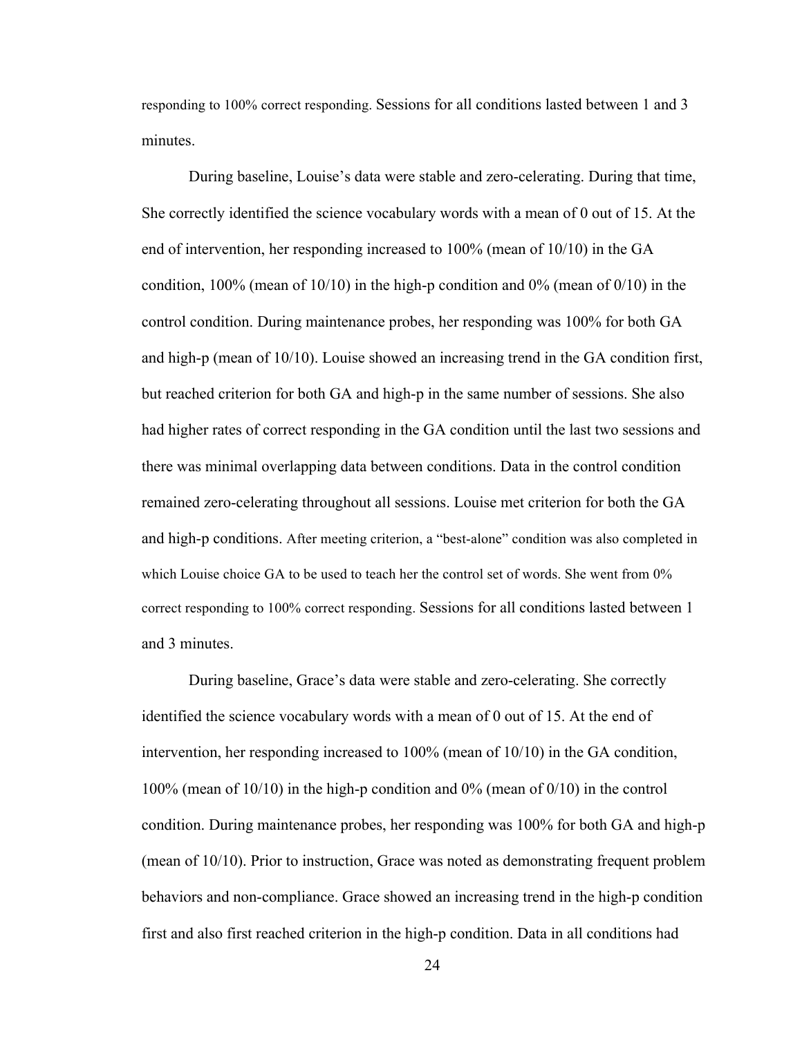responding to 100% correct responding. Sessions for all conditions lasted between 1 and 3 minutes.

During baseline, Louise's data were stable and zero-celerating. During that time, She correctly identified the science vocabulary words with a mean of 0 out of 15. At the end of intervention, her responding increased to 100% (mean of 10/10) in the GA condition, 100% (mean of 10/10) in the high-p condition and 0% (mean of 0/10) in the control condition. During maintenance probes, her responding was 100% for both GA and high-p (mean of 10/10). Louise showed an increasing trend in the GA condition first, but reached criterion for both GA and high-p in the same number of sessions. She also had higher rates of correct responding in the GA condition until the last two sessions and there was minimal overlapping data between conditions. Data in the control condition remained zero-celerating throughout all sessions. Louise met criterion for both the GA and high-p conditions. After meeting criterion, a "best-alone" condition was also completed in which Louise choice GA to be used to teach her the control set of words. She went from 0% correct responding to 100% correct responding. Sessions for all conditions lasted between 1 and 3 minutes.

During baseline, Grace's data were stable and zero-celerating. She correctly identified the science vocabulary words with a mean of 0 out of 15. At the end of intervention, her responding increased to 100% (mean of 10/10) in the GA condition, 100% (mean of 10/10) in the high-p condition and 0% (mean of 0/10) in the control condition. During maintenance probes, her responding was 100% for both GA and high-p (mean of 10/10). Prior to instruction, Grace was noted as demonstrating frequent problem behaviors and non-compliance. Grace showed an increasing trend in the high-p condition first and also first reached criterion in the high-p condition. Data in all conditions had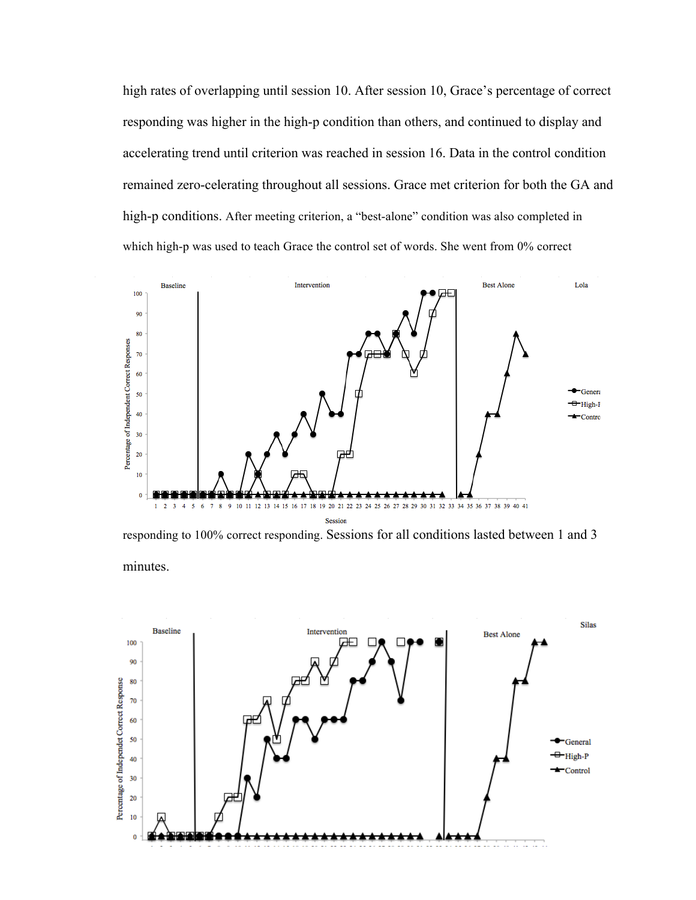high rates of overlapping until session 10. After session 10, Grace's percentage of correct responding was higher in the high-p condition than others, and continued to display and accelerating trend until criterion was reached in session 16. Data in the control condition remained zero-celerating throughout all sessions. Grace met criterion for both the GA and high-p conditions. After meeting criterion, a "best-alone" condition was also completed in which high-p was used to teach Grace the control set of words. She went from 0% correct responding to 100% correct responding. Sessions for all conditions lasted between 1 and 3 minutes.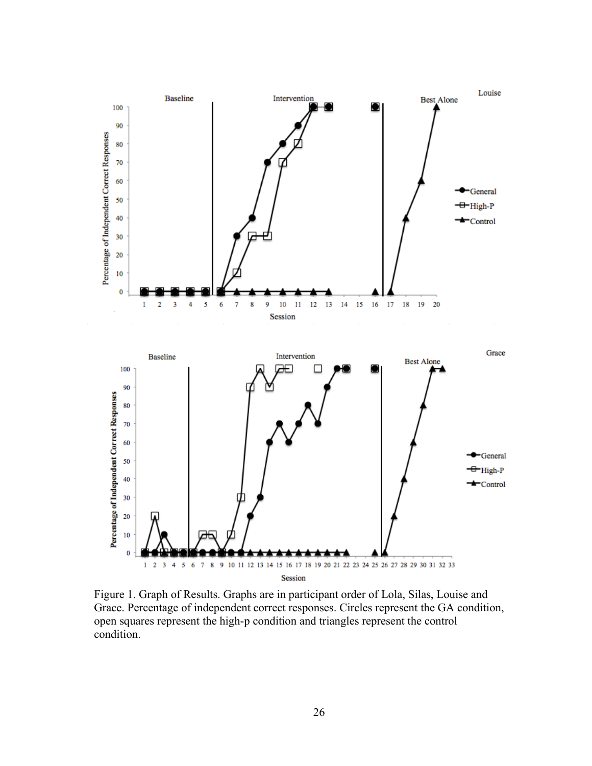Figure 1. Graph of Results. Graphs are in participant order of Lola, Silas, Louise and Grace. Percentage of independent correct responses. Circles represent the GA condition, open squares represent the high-p condition and triangles represent the control condition.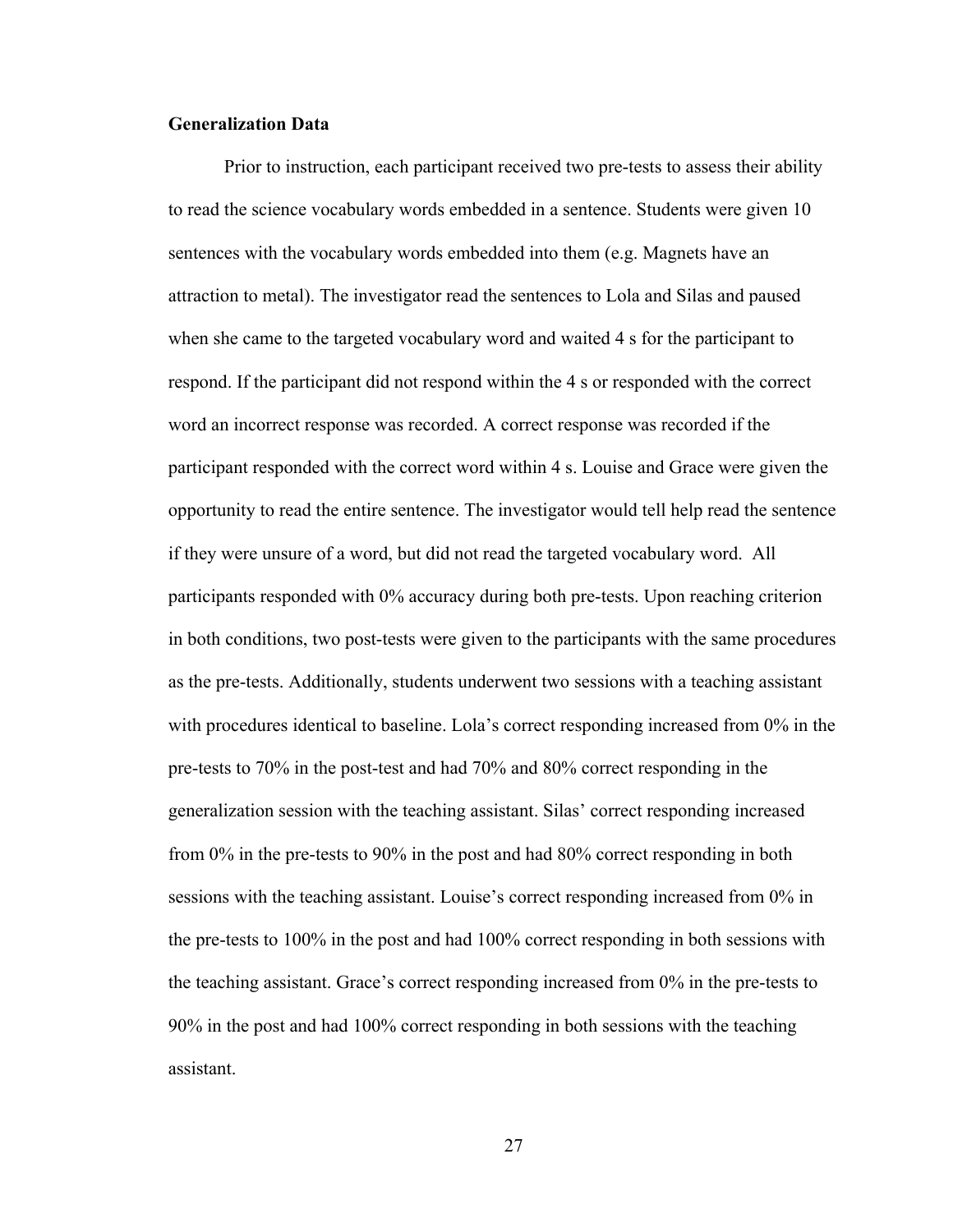**Generalization Data**

Prior to instruction, each participant received two pre-tests to assess their ability to read the science vocabulary words embedded in a sentence. Students were given 10 sentences with the vocabulary words embedded into them (e.g. Magnets have an attraction to metal). The investigator read the sentences to Lola and Silas and paused when she came to the targeted vocabulary word and waited 4 s for the participant to respond. If the participant did not respond within the 4 s or responded with the correct word an incorrect response was recorded. A correct response was recorded if the participant responded with the correct word within 4 s. Louise and Grace were given the opportunity to read the entire sentence. The investigator would tell help read the sentence if they were unsure of a word, but did not read the targeted vocabulary word. All participants responded with 0% accuracy during both pre-tests. Upon reaching criterion in both conditions, two post-tests were given to the participants with the same procedures as the pre-tests. Additionally, students underwent two sessions with a teaching assistant with procedures identical to baseline. Lola's correct responding increased from 0% in the pre-tests to 70% in the post-test and had 70% and 80% correct responding in the generalization session with the teaching assistant. Silas' correct responding increased from 0% in the pre-tests to 90% in the post and had 80% correct responding in both sessions with the teaching assistant. Louise's correct responding increased from 0% in the pre-tests to 100% in the post and had 100% correct responding in both sessions with the teaching assistant. Grace's correct responding increased from 0% in the pre-tests to 90% in the post and had 100% correct responding in both sessions with the teaching assistant.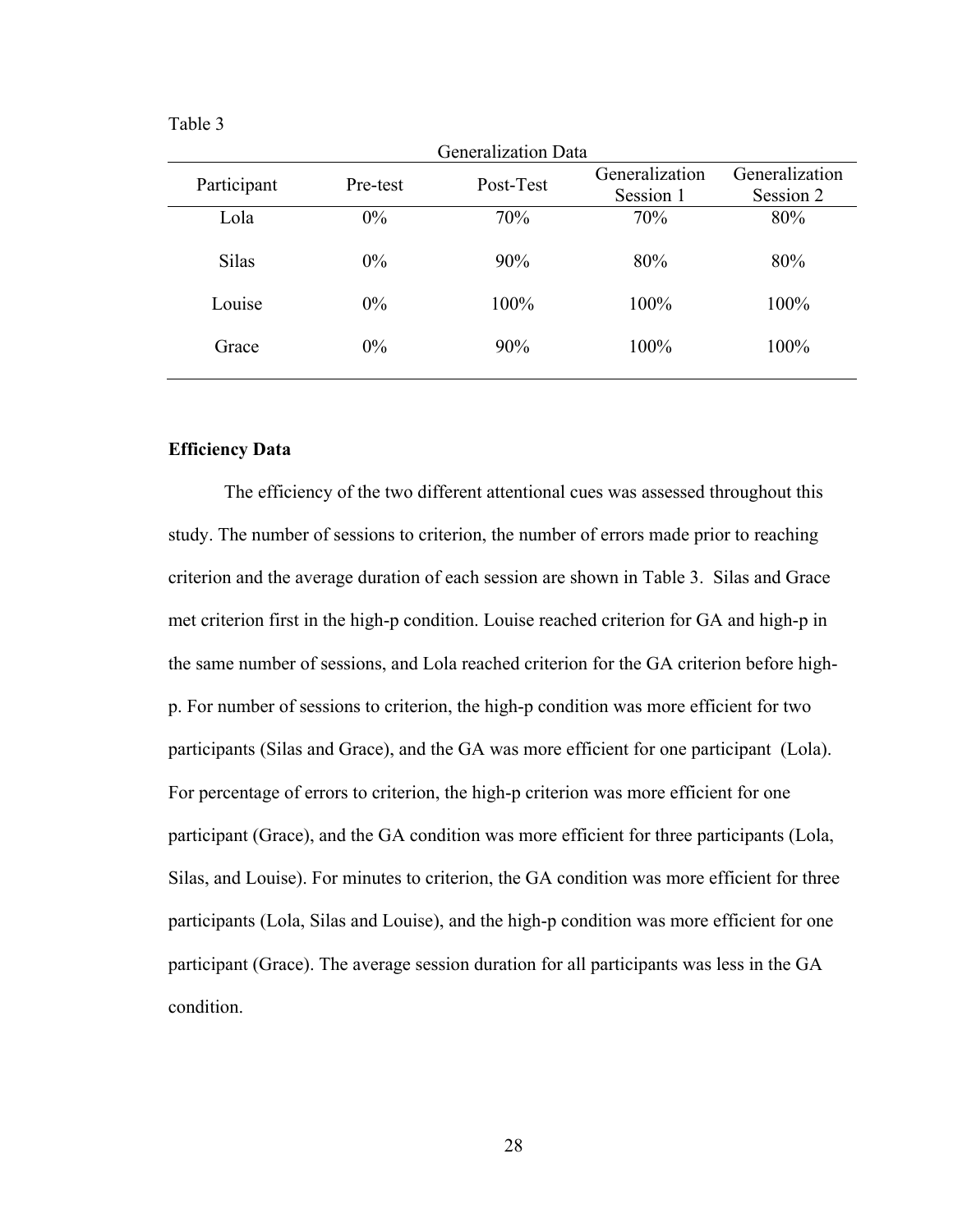Table 3

Generalization Data

| Participant | Pre-test | Post-Test | Generalization Session 1 | Generalization Session 2 |
|---|---|---|---|---|
| Lola | 0% | 70% | 70% | 80% |
| Silas | 0% | 90% | 80% | 80% |
| Louise | 0% | 100% | 100% | 100% |
| Grace | 0% | 90% | 100% | 100% |

**Efficiency Data**

The efficiency of the two different attentional cues was assessed throughout this study. The number of sessions to criterion, the number of errors made prior to reaching criterion and the average duration of each session are shown in Table 3. Silas and Grace met criterion first in the high-p condition. Louise reached criterion for GA and high-p in the same number of sessions, and Lola reached criterion for the GA criterion before high-p. For number of sessions to criterion, the high-p condition was more efficient for two participants (Silas and Grace), and the GA was more efficient for one participant (Lola). For percentage of errors to criterion, the high-p criterion was more efficient for one participant (Grace), and the GA condition was more efficient for three participants (Lola, Silas, and Louise). For minutes to criterion, the GA condition was more efficient for three participants (Lola, Silas and Louise), and the high-p condition was more efficient for one participant (Grace). The average session duration for all participants was less in the GA condition.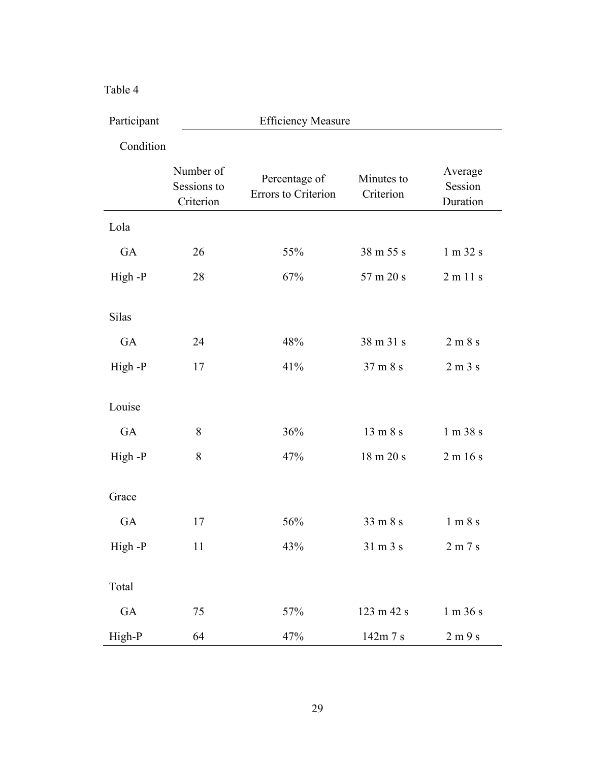Table 4

| Participant Condition | Efficiency Measure | | | |
|---|---|---|---|---|
| | Number of Sessions to Criterion | Percentage of Errors to Criterion | Minutes to Criterion | Average Session Duration |
| Lola | | | | |
| GA | 26 | 55% | 38 m 55 s | 1 m 32 s |
| High -P | 28 | 67% | 57 m 20 s | 2 m 11 s |
| Silas | | | | |
| GA | 24 | 48% | 38 m 31 s | 2 m 8 s |
| High -P | 17 | 41% | 37 m 8 s | 2 m 3 s |
| Louise | | | | |
| GA | 8 | 36% | 13 m 8 s | 1 m 38 s |
| High -P | 8 | 47% | 18 m 20 s | 2 m 16 s |
| Grace | | | | |
| GA | 17 | 56% | 33 m 8 s | 1 m 8 s |
| High -P | 11 | 43% | 31 m 3 s | 2 m 7 s |
| Total | | | | |
| GA | 75 | 57% | 123 m 42 s | 1 m 36 s |
| High-P | 64 | 47% | 142m 7 s | 2 m 9 s |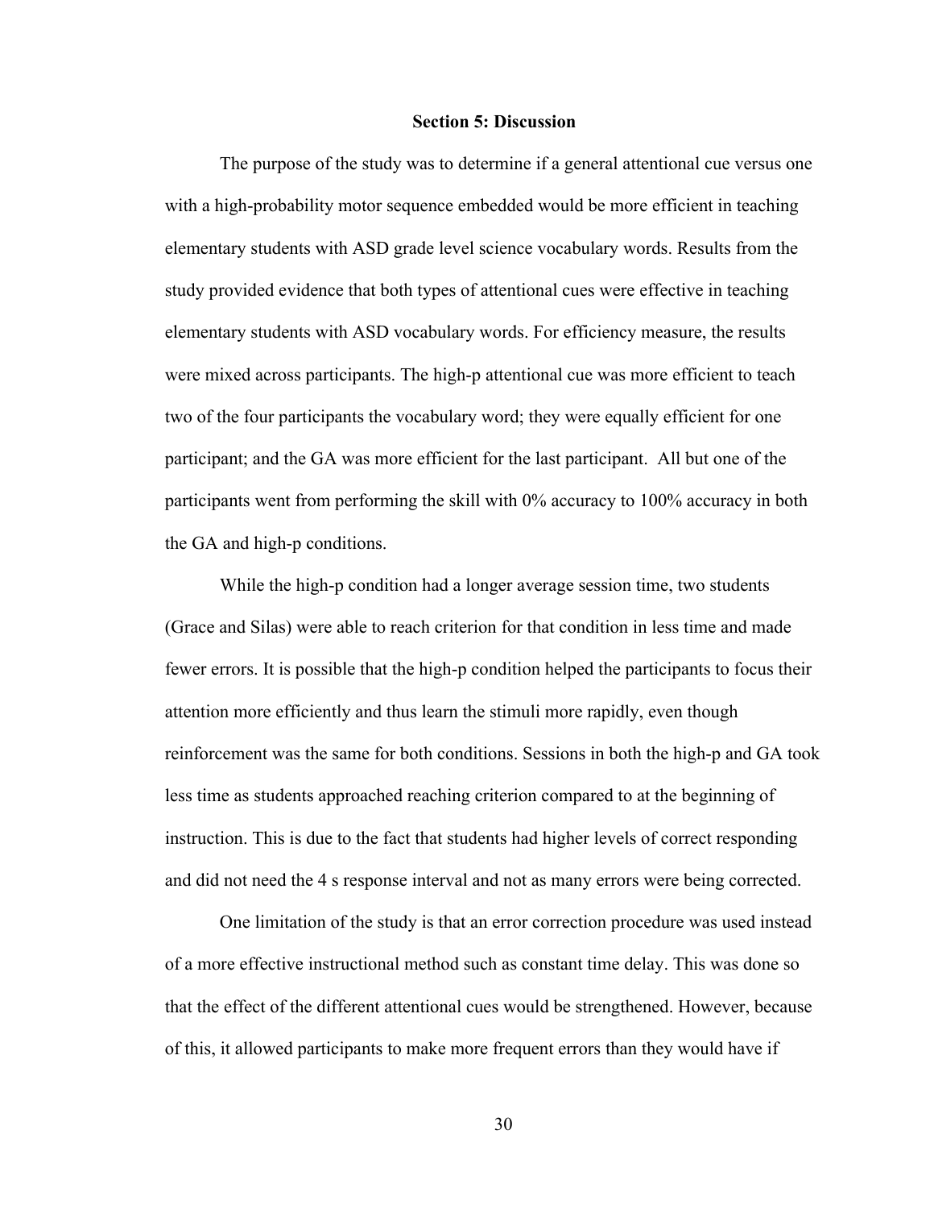## Section 5: Discussion

The purpose of the study was to determine if a general attentional cue versus one with a high-probability motor sequence embedded would be more efficient in teaching elementary students with ASD grade level science vocabulary words. Results from the study provided evidence that both types of attentional cues were effective in teaching elementary students with ASD vocabulary words. For efficiency measure, the results were mixed across participants. The high-p attentional cue was more efficient to teach two of the four participants the vocabulary word; they were equally efficient for one participant; and the GA was more efficient for the last participant. All but one of the participants went from performing the skill with 0% accuracy to 100% accuracy in both the GA and high-p conditions.

While the high-p condition had a longer average session time, two students (Grace and Silas) were able to reach criterion for that condition in less time and made fewer errors. It is possible that the high-p condition helped the participants to focus their attention more efficiently and thus learn the stimuli more rapidly, even though reinforcement was the same for both conditions. Sessions in both the high-p and GA took less time as students approached reaching criterion compared to at the beginning of instruction. This is due to the fact that students had higher levels of correct responding and did not need the 4 s response interval and not as many errors were being corrected.

One limitation of the study is that an error correction procedure was used instead of a more effective instructional method such as constant time delay. This was done so that the effect of the different attentional cues would be strengthened. However, because of this, it allowed participants to make more frequent errors than they would have if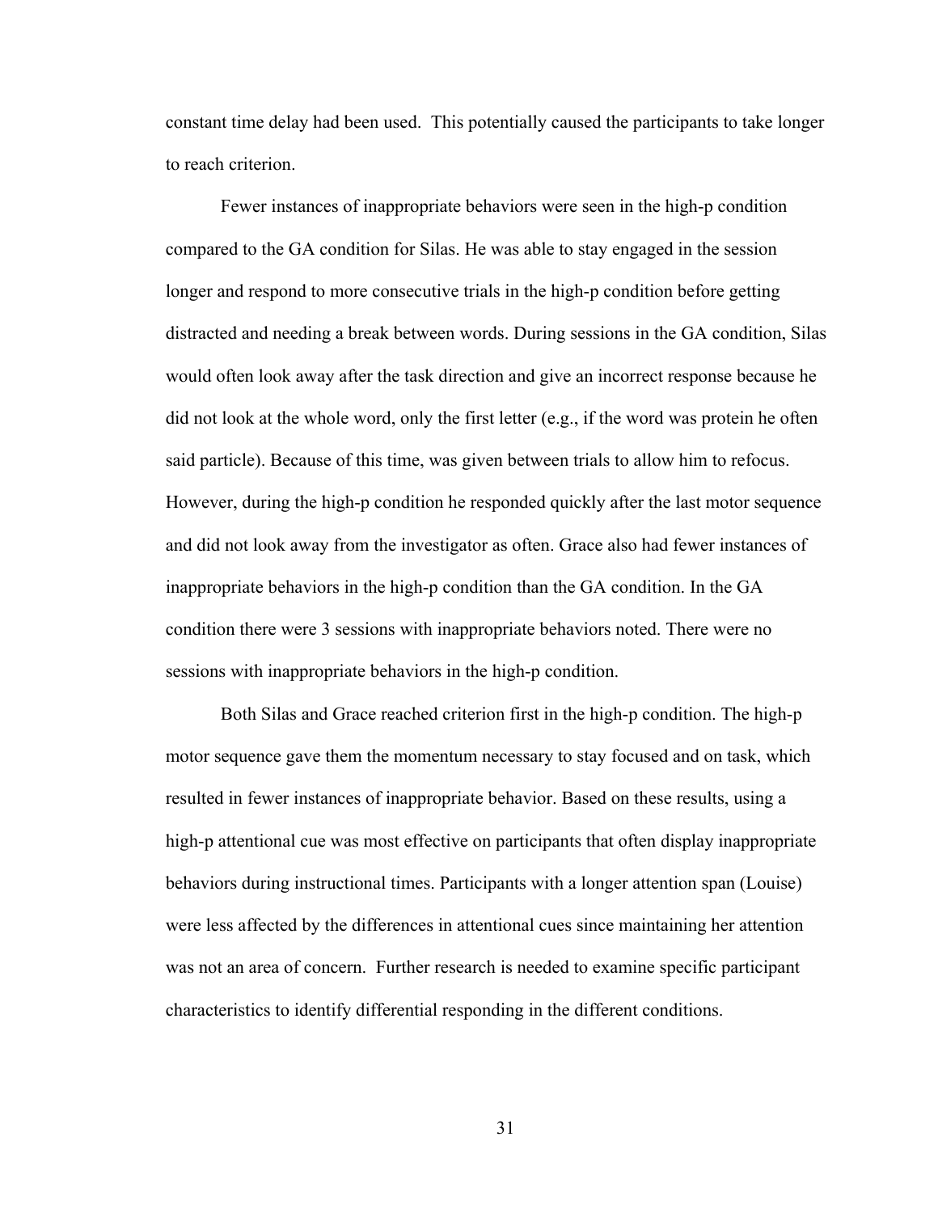constant time delay had been used. This potentially caused the participants to take longer to reach criterion.

Fewer instances of inappropriate behaviors were seen in the high-p condition compared to the GA condition for Silas. He was able to stay engaged in the session longer and respond to more consecutive trials in the high-p condition before getting distracted and needing a break between words. During sessions in the GA condition, Silas would often look away after the task direction and give an incorrect response because he did not look at the whole word, only the first letter (e.g., if the word was protein he often said particle). Because of this time, was given between trials to allow him to refocus. However, during the high-p condition he responded quickly after the last motor sequence and did not look away from the investigator as often. Grace also had fewer instances of inappropriate behaviors in the high-p condition than the GA condition. In the GA condition there were 3 sessions with inappropriate behaviors noted. There were no sessions with inappropriate behaviors in the high-p condition.

Both Silas and Grace reached criterion first in the high-p condition. The high-p motor sequence gave them the momentum necessary to stay focused and on task, which resulted in fewer instances of inappropriate behavior. Based on these results, using a high-p attentional cue was most effective on participants that often display inappropriate behaviors during instructional times. Participants with a longer attention span (Louise) were less affected by the differences in attentional cues since maintaining her attention was not an area of concern. Further research is needed to examine specific participant characteristics to identify differential responding in the different conditions.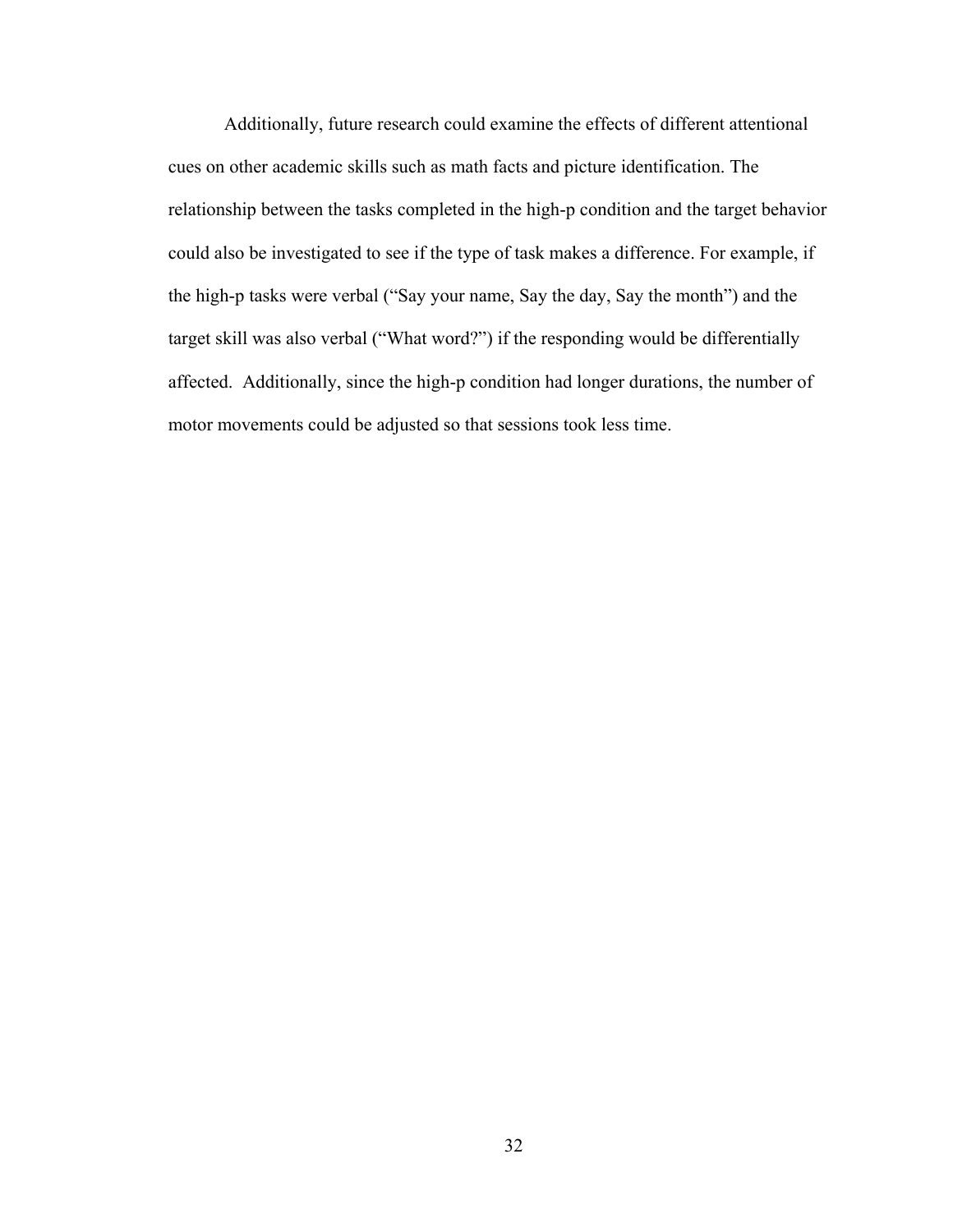Additionally, future research could examine the effects of different attentional cues on other academic skills such as math facts and picture identification. The relationship between the tasks completed in the high-p condition and the target behavior could also be investigated to see if the type of task makes a difference. For example, if the high-p tasks were verbal ("Say your name, Say the day, Say the month") and the target skill was also verbal ("What word?") if the responding would be differentially affected. Additionally, since the high-p condition had longer durations, the number of motor movements could be adjusted so that sessions took less time.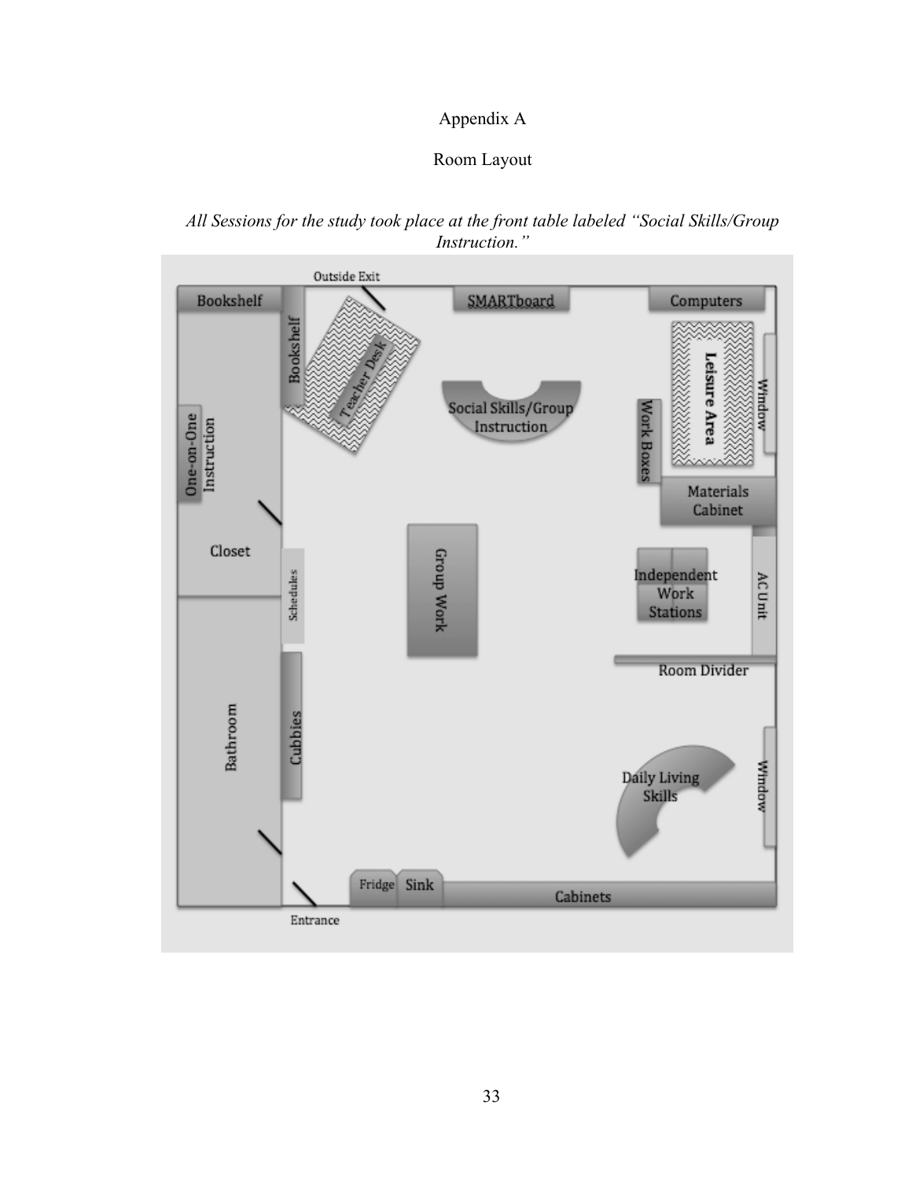# Appendix A

## Room Layout

*All Sessions for the study took place at the front table labeled "Social Skills/Group Instruction."*

Outside Exit

Bookshelf

Bookshelf

Teacher Desk

SMARTboard

Computers

Leisure Area

Window

Social Skills/Group Instruction

Work Boxes

One-on-One Instruction

Materials Cabinet

Closet

Schedules

Group Work

Independent Work Stations

AC Unit

Room Divider

Bathroom

Cubbies

Daily Living Skills

Window

Fridge

Sink

Cabinets

Entrance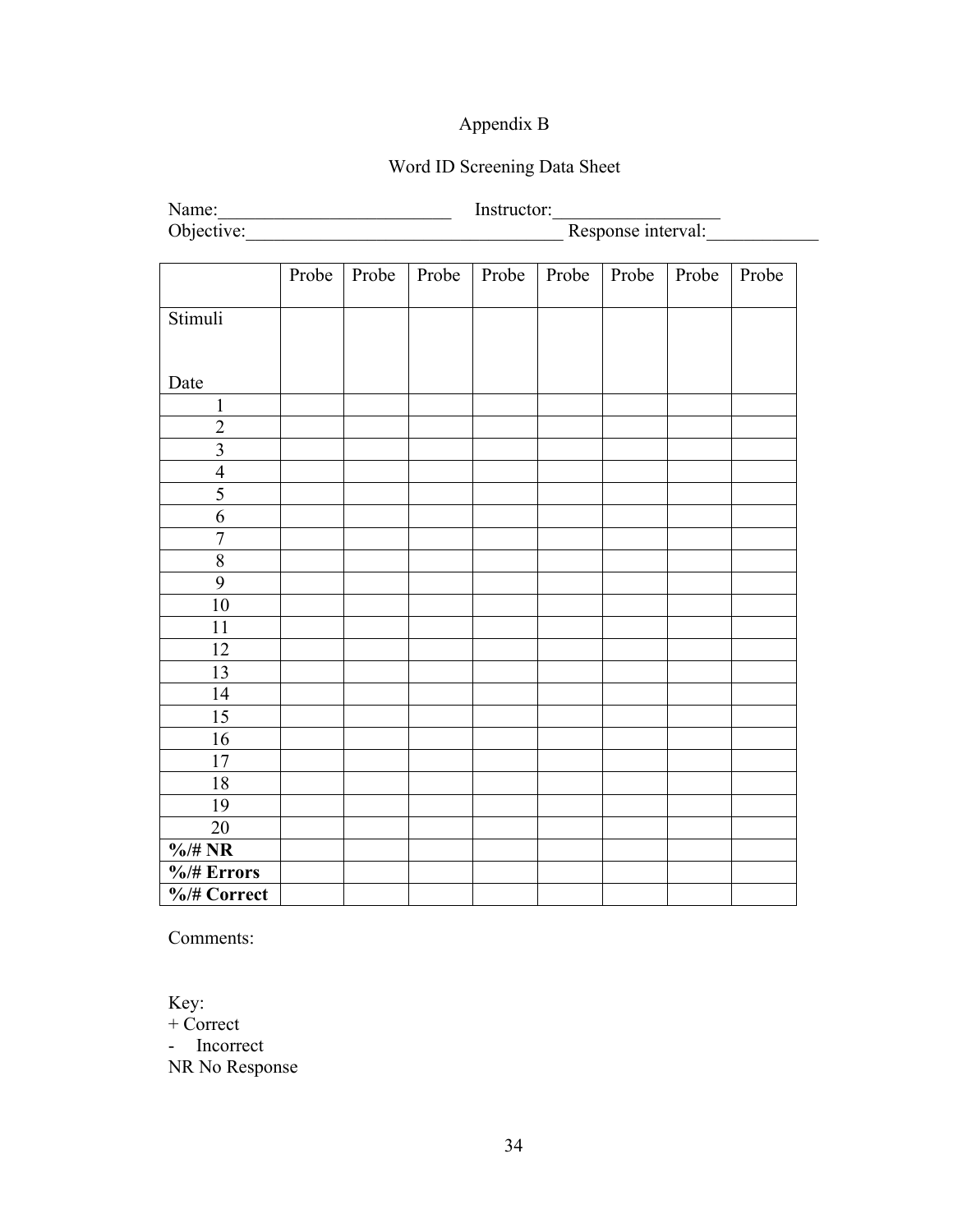Appendix B

Word ID Screening Data Sheet

Name:_________________________ Instructor:__________________

Objective:__________________________________ Response interval:____________

| | Probe | Probe | Probe | Probe | Probe | Probe | Probe | Probe |
|---|---|---|---|---|---|---|---|---|
| Stimuli<br><br>Date | | | | | | | | |
| 1 | | | | | | | | |
| 2 | | | | | | | | |
| 3 | | | | | | | | |
| 4 | | | | | | | | |
| 5 | | | | | | | | |
| 6 | | | | | | | | |
| 7 | | | | | | | | |
| 8 | | | | | | | | |
| 9 | | | | | | | | |
| 10 | | | | | | | | |
| 11 | | | | | | | | |
| 12 | | | | | | | | |
| 13 | | | | | | | | |
| 14 | | | | | | | | |
| 15 | | | | | | | | |
| 16 | | | | | | | | |
| 17 | | | | | | | | |
| 18 | | | | | | | | |
| 19 | | | | | | | | |
| 20 | | | | | | | | |
| **%/# NR** | | | | | | | | |
| **%/# Errors** | | | | | | | | |
| **%/# Correct** | | | | | | | | |

Comments:

Key:
+ Correct
- Incorrect
NR No Response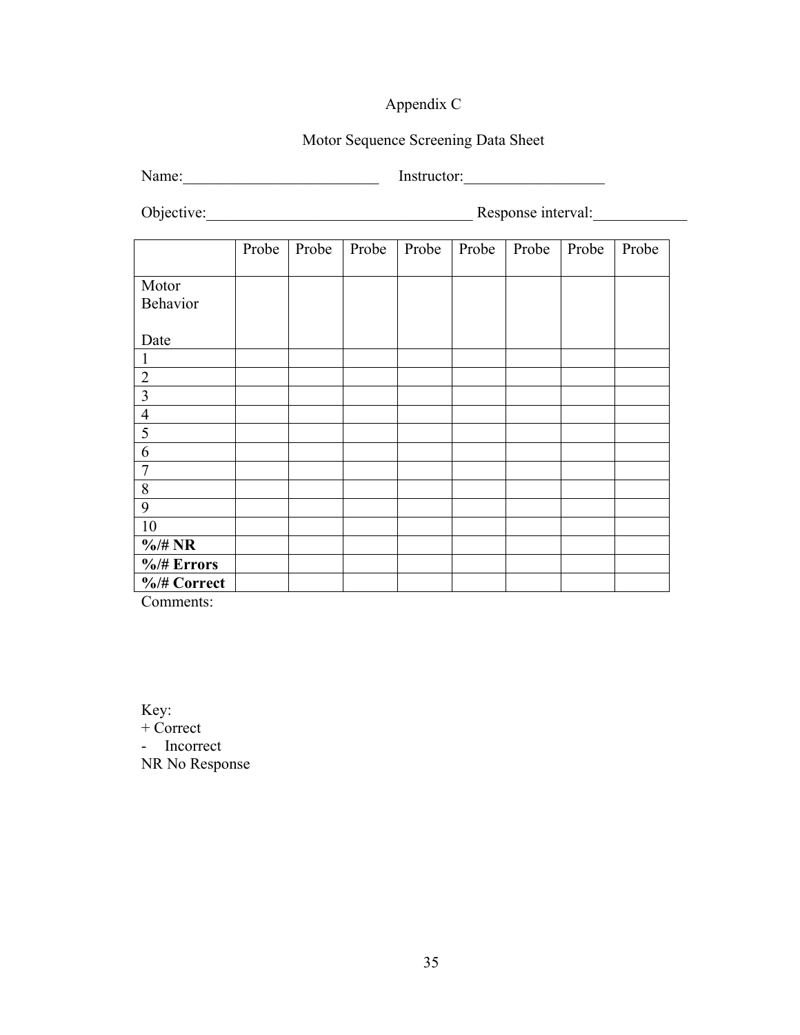Appendix C

Motor Sequence Screening Data Sheet

Name:_________________________ Instructor:__________________

Objective:__________________________________ Response interval:____________

| | Probe | Probe | Probe | Probe | Probe | Probe | Probe | Probe |
|---|---|---|---|---|---|---|---|---|
| Motor Behavior<br><br>Date | | | | | | | | |
| 1 | | | | | | | | |
| 2 | | | | | | | | |
| 3 | | | | | | | | |
| 4 | | | | | | | | |
| 5 | | | | | | | | |
| 6 | | | | | | | | |
| 7 | | | | | | | | |
| 8 | | | | | | | | |
| 9 | | | | | | | | |
| 10 | | | | | | | | |
| **%/# NR** | | | | | | | | |
| **%/# Errors** | | | | | | | | |
| **%/# Correct** | | | | | | | | |

Comments:

Key:
+ Correct
- Incorrect
NR No Response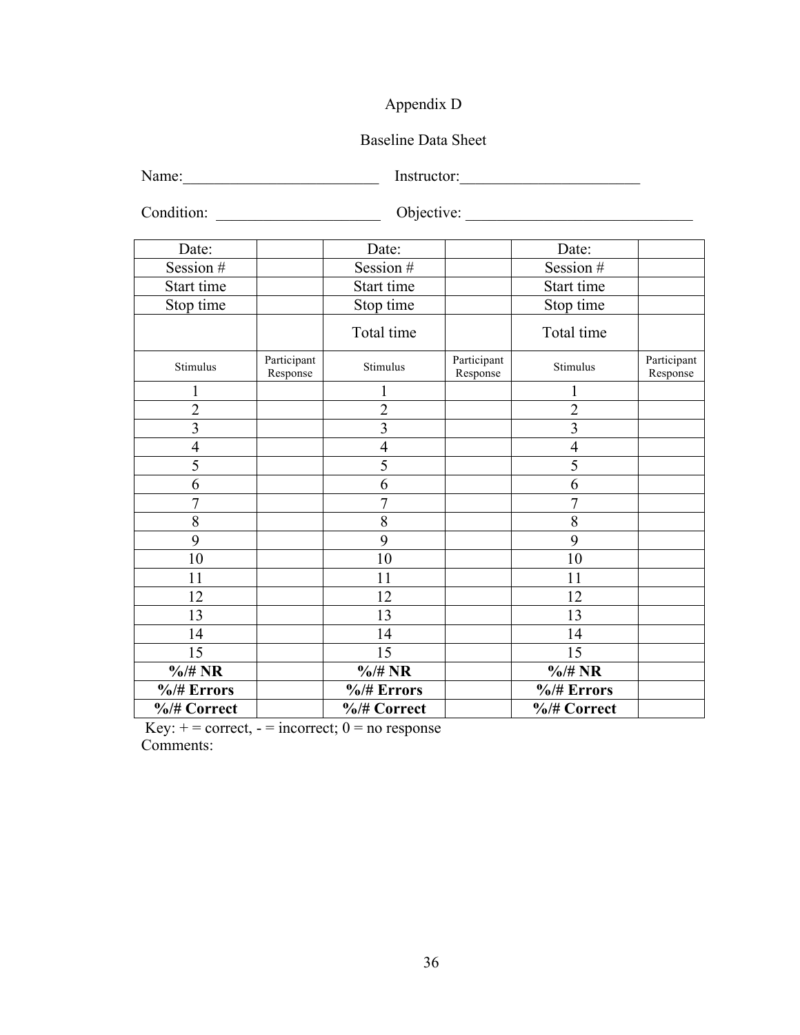Appendix D

Baseline Data Sheet

Name:_________________________ Instructor:_______________________

Condition: _____________________ Objective: ______________________________

| Date: | | Date: | | Date: | |
|---|---|---|---|---|---|
| Session # | | Session # | | Session # | |
| Start time | | Start time | | Start time | |
| Stop time | | Stop time | | Stop time | |
| | | Total time | | Total time | |
| Stimulus | Participant Response | Stimulus | Participant Response | Stimulus | Participant Response |
| 1 | | 1 | | 1 | |
| 2 | | 2 | | 2 | |
| 3 | | 3 | | 3 | |
| 4 | | 4 | | 4 | |
| 5 | | 5 | | 5 | |
| 6 | | 6 | | 6 | |
| 7 | | 7 | | 7 | |
| 8 | | 8 | | 8 | |
| 9 | | 9 | | 9 | |
| 10 | | 10 | | 10 | |
| 11 | | 11 | | 11 | |
| 12 | | 12 | | 12 | |
| 13 | | 13 | | 13 | |
| 14 | | 14 | | 14 | |
| 15 | | 15 | | 15 | |
| **%/# NR** | | **%/# NR** | | **%/# NR** | |
| **%/# Errors** | | **%/# Errors** | | **%/# Errors** | |
| **%/# Correct** | | **%/# Correct** | | **%/# Correct** | |

Key: + = correct, - = incorrect; 0 = no response

Comments: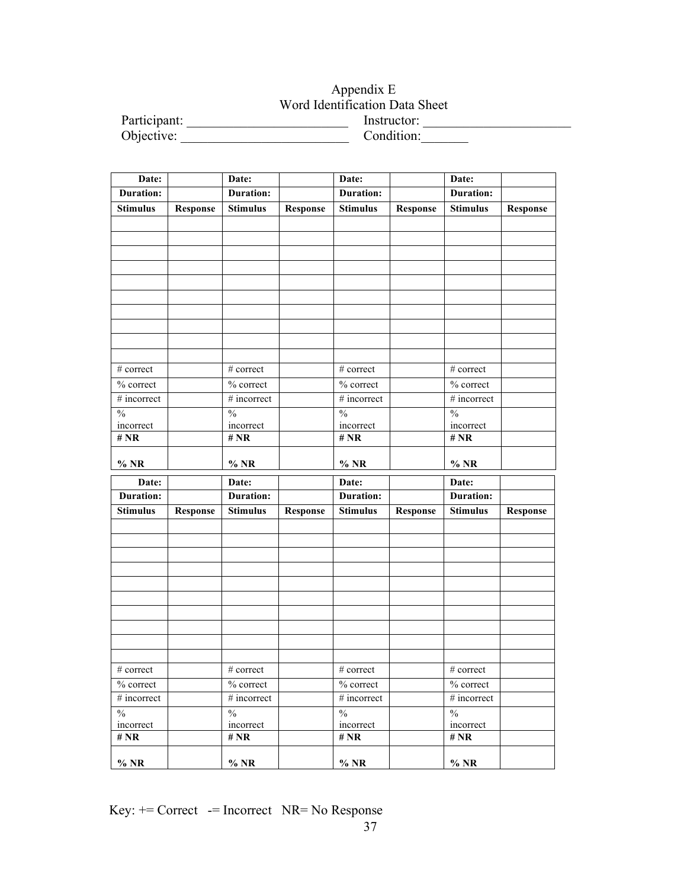# Appendix E
## Word Identification Data Sheet

Participant: ________________________ Instructor: ______________________

Objective: _________________________ Condition:_______

| Date: | | Date: | | Date: | | Date: | |
|---|---|---|---|---|---|---|---|
| **Duration:** | | **Duration:** | | **Duration:** | | **Duration:** | |
| **Stimulus** | **Response** | **Stimulus** | **Response** | **Stimulus** | **Response** | **Stimulus** | **Response** |
| | | | | | | | |
| | | | | | | | |
| | | | | | | | |
| | | | | | | | |
| | | | | | | | |
| | | | | | | | |
| | | | | | | | |
| | | | | | | | |
| | | | | | | | |
| | | | | | | | |
| # correct | | # correct | | # correct | | # correct | |
| % correct | | % correct | | % correct | | % correct | |
| # incorrect | | # incorrect | | # incorrect | | # incorrect | |
| % incorrect | | % incorrect | | % incorrect | | % incorrect | |
| **# NR** | | **# NR** | | **# NR** | | **# NR** | |
| **% NR** | | **% NR** | | **% NR** | | **% NR** | |

| Date: | | Date: | | Date: | | Date: | |
|---|---|---|---|---|---|---|---|
| **Duration:** | | **Duration:** | | **Duration:** | | **Duration:** | |
| **Stimulus** | **Response** | **Stimulus** | **Response** | **Stimulus** | **Response** | **Stimulus** | **Response** |
| | | | | | | | |
| | | | | | | | |
| | | | | | | | |
| | | | | | | | |
| | | | | | | | |
| | | | | | | | |
| | | | | | | | |
| | | | | | | | |
| | | | | | | | |
| | | | | | | | |
| # correct | | # correct | | # correct | | # correct | |
| % correct | | % correct | | % correct | | % correct | |
| # incorrect | | # incorrect | | # incorrect | | # incorrect | |
| % incorrect | | % incorrect | | % incorrect | | % incorrect | |
| **# NR** | | **# NR** | | **# NR** | | **# NR** | |
| **% NR** | | **% NR** | | **% NR** | | **% NR** | |

Key: += Correct -= Incorrect NR= No Response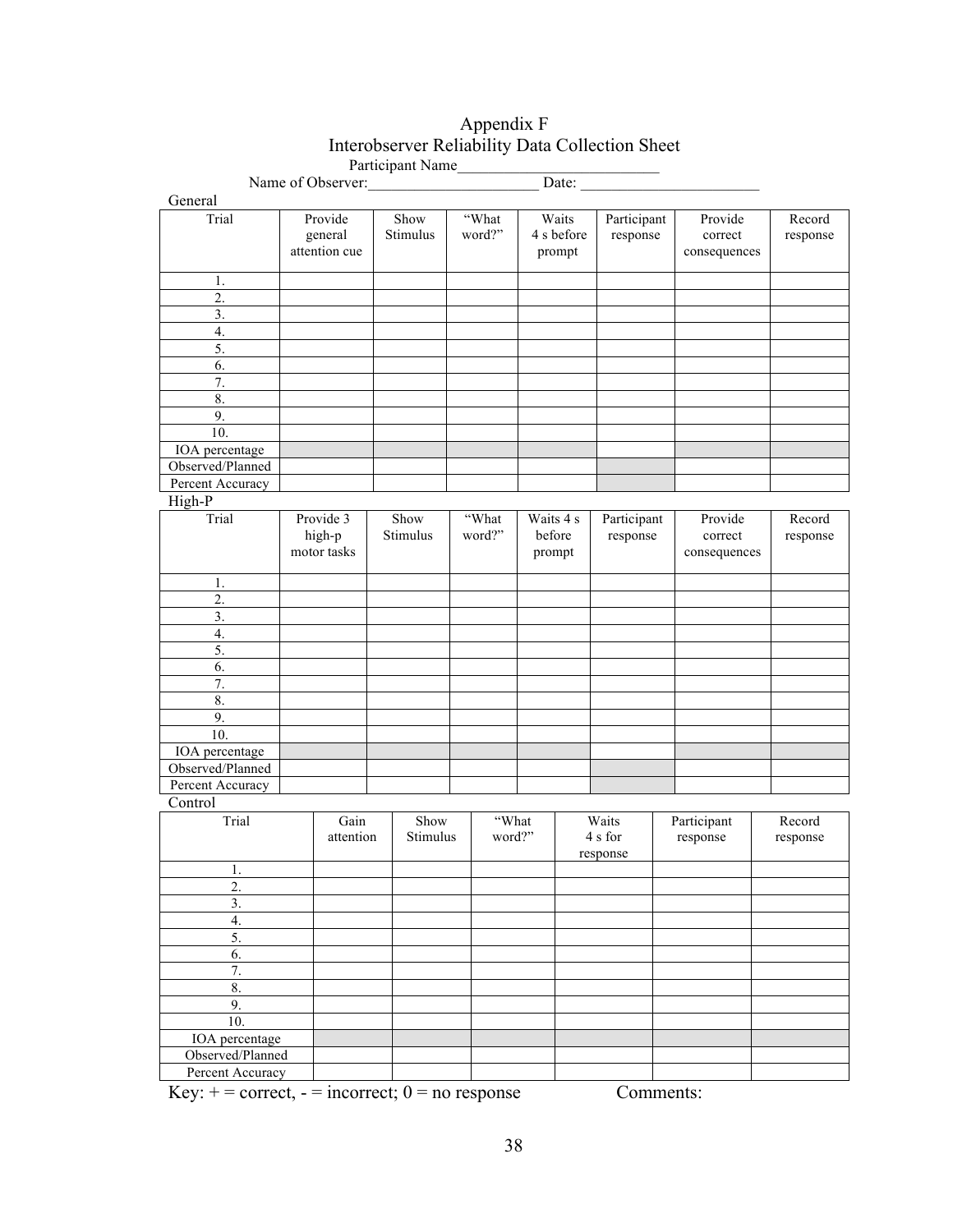# Appendix F
## Interobserver Reliability Data Collection Sheet

Participant Name__________________________

Name of Observer:______________________ Date: ________________________

General

| Trial | Provide general attention cue | Show Stimulus | "What word?" | Waits 4 s before prompt | Participant response | Provide correct consequences | Record response |
|---|---|---|---|---|---|---|---|
| 1. | | | | | | | |
| 2. | | | | | | | |
| 3. | | | | | | | |
| 4. | | | | | | | |
| 5. | | | | | | | |
| 6. | | | | | | | |
| 7. | | | | | | | |
| 8. | | | | | | | |
| 9. | | | | | | | |
| 10. | | | | | | | |
| IOA percentage | | | | | | | |
| Observed/Planned | | | | | | | |
| Percent Accuracy | | | | | | | |

High-P

| Trial | Provide 3 high-p motor tasks | Show Stimulus | "What word?" | Waits 4 s before prompt | Participant response | Provide correct consequences | Record response |
|---|---|---|---|---|---|---|---|
| 1. | | | | | | | |
| 2. | | | | | | | |
| 3. | | | | | | | |
| 4. | | | | | | | |
| 5. | | | | | | | |
| 6. | | | | | | | |
| 7. | | | | | | | |
| 8. | | | | | | | |
| 9. | | | | | | | |
| 10. | | | | | | | |
| IOA percentage | | | | | | | |
| Observed/Planned | | | | | | | |
| Percent Accuracy | | | | | | | |

Control

| Trial | Gain attention | Show Stimulus | "What word?" | Waits 4 s for response | Participant response | Record response |
|---|---|---|---|---|---|---|
| 1. | | | | | | |
| 2. | | | | | | |
| 3. | | | | | | |
| 4. | | | | | | |
| 5. | | | | | | |
| 6. | | | | | | |
| 7. | | | | | | |
| 8. | | | | | | |
| 9. | | | | | | |
| 10. | | | | | | |
| IOA percentage | | | | | | |
| Observed/Planned | | | | | | |
| Percent Accuracy | | | | | | |

Key: + = correct, - = incorrect; 0 = no response

Comments: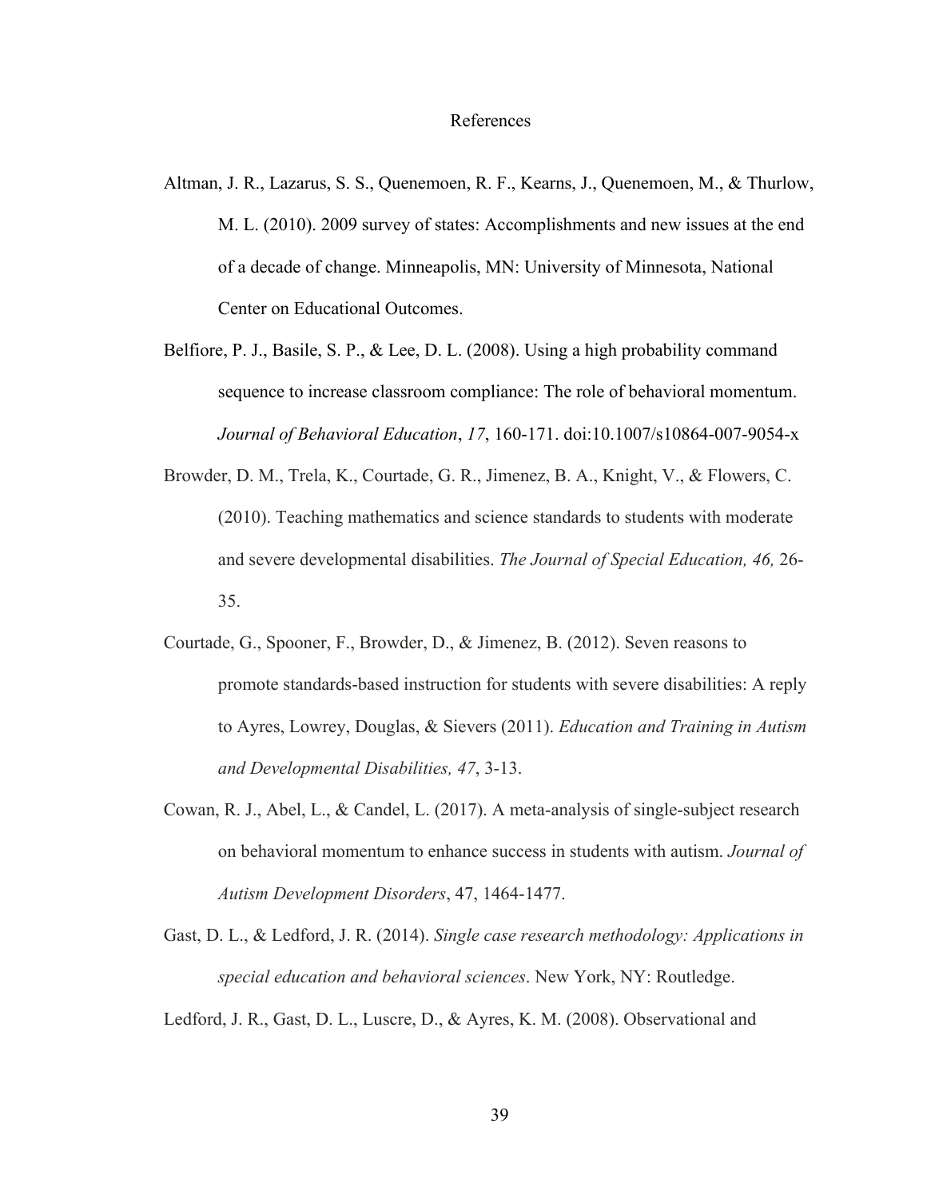# References

Altman, J. R., Lazarus, S. S., Quenemoen, R. F., Kearns, J., Quenemoen, M., & Thurlow, M. L. (2010). 2009 survey of states: Accomplishments and new issues at the end of a decade of change. Minneapolis, MN: University of Minnesota, National Center on Educational Outcomes.

Belfiore, P. J., Basile, S. P., & Lee, D. L. (2008). Using a high probability command sequence to increase classroom compliance: The role of behavioral momentum. *Journal of Behavioral Education*, *17*, 160-171. doi:10.1007/s10864-007-9054-x

Browder, D. M., Trela, K., Courtade, G. R., Jimenez, B. A., Knight, V., & Flowers, C. (2010). Teaching mathematics and science standards to students with moderate and severe developmental disabilities. *The Journal of Special Education, 46,* 26-35.

Courtade, G., Spooner, F., Browder, D., & Jimenez, B. (2012). Seven reasons to promote standards-based instruction for students with severe disabilities: A reply to Ayres, Lowrey, Douglas, & Sievers (2011). *Education and Training in Autism and Developmental Disabilities, 47*, 3-13.

Cowan, R. J., Abel, L., & Candel, L. (2017). A meta-analysis of single-subject research on behavioral momentum to enhance success in students with autism. *Journal of Autism Development Disorders*, 47, 1464-1477.

Gast, D. L., & Ledford, J. R. (2014). *Single case research methodology: Applications in special education and behavioral sciences*. New York, NY: Routledge.

Ledford, J. R., Gast, D. L., Luscre, D., & Ayres, K. M. (2008). Observational and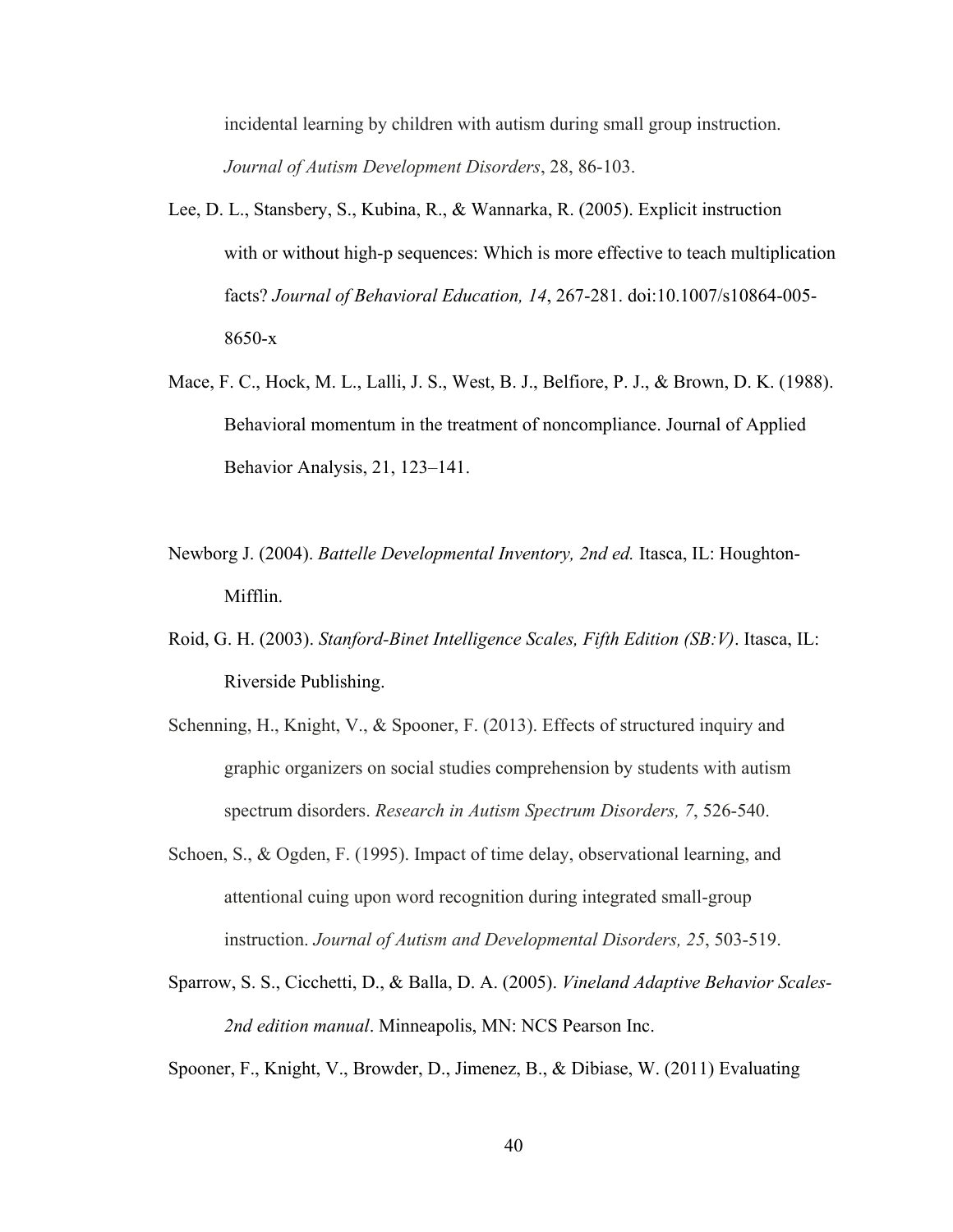incidental learning by children with autism during small group instruction. *Journal of Autism Development Disorders*, 28, 86-103.

Lee, D. L., Stansbery, S., Kubina, R., & Wannarka, R. (2005). Explicit instruction with or without high-p sequences: Which is more effective to teach multiplication facts? *Journal of Behavioral Education, 14*, 267-281. doi:10.1007/s10864-005-8650-x

Mace, F. C., Hock, M. L., Lalli, J. S., West, B. J., Belfiore, P. J., & Brown, D. K. (1988). Behavioral momentum in the treatment of noncompliance. Journal of Applied Behavior Analysis, 21, 123–141.

Newborg J. (2004). *Battelle Developmental Inventory, 2nd ed.* Itasca, IL: Houghton-Mifflin.

Roid, G. H. (2003). *Stanford-Binet Intelligence Scales, Fifth Edition (SB:V)*. Itasca, IL: Riverside Publishing.

Schenning, H., Knight, V., & Spooner, F. (2013). Effects of structured inquiry and graphic organizers on social studies comprehension by students with autism spectrum disorders. *Research in Autism Spectrum Disorders, 7*, 526-540.

Schoen, S., & Ogden, F. (1995). Impact of time delay, observational learning, and attentional cuing upon word recognition during integrated small-group instruction. *Journal of Autism and Developmental Disorders, 25*, 503-519.

Sparrow, S. S., Cicchetti, D., & Balla, D. A. (2005). *Vineland Adaptive Behavior Scales-2nd edition manual*. Minneapolis, MN: NCS Pearson Inc.

Spooner, F., Knight, V., Browder, D., Jimenez, B., & Dibiase, W. (2011) Evaluating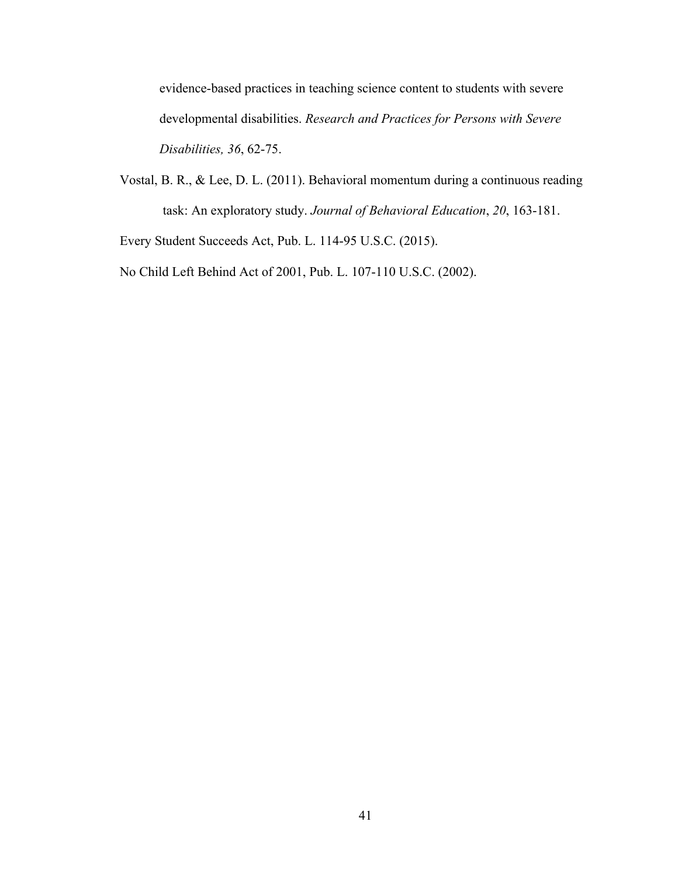evidence-based practices in teaching science content to students with severe developmental disabilities. *Research and Practices for Persons with Severe Disabilities, 36*, 62-75.

Vostal, B. R., & Lee, D. L. (2011). Behavioral momentum during a continuous reading task: An exploratory study. *Journal of Behavioral Education*, *20*, 163-181.

Every Student Succeeds Act, Pub. L. 114-95 U.S.C. (2015).

No Child Left Behind Act of 2001, Pub. L. 107-110 U.S.C. (2002).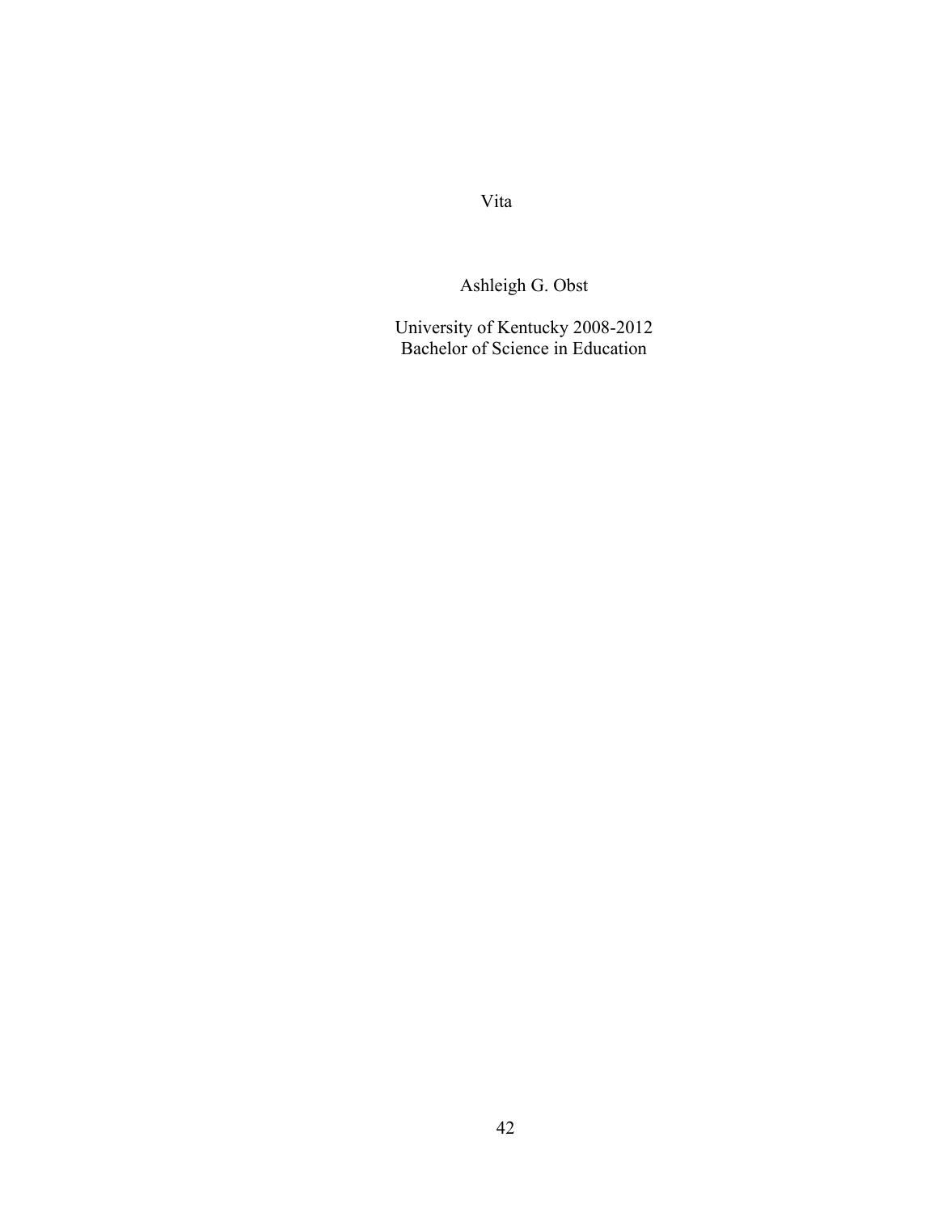# Vita

Ashleigh G. Obst

University of Kentucky 2008-2012
Bachelor of Science in Education